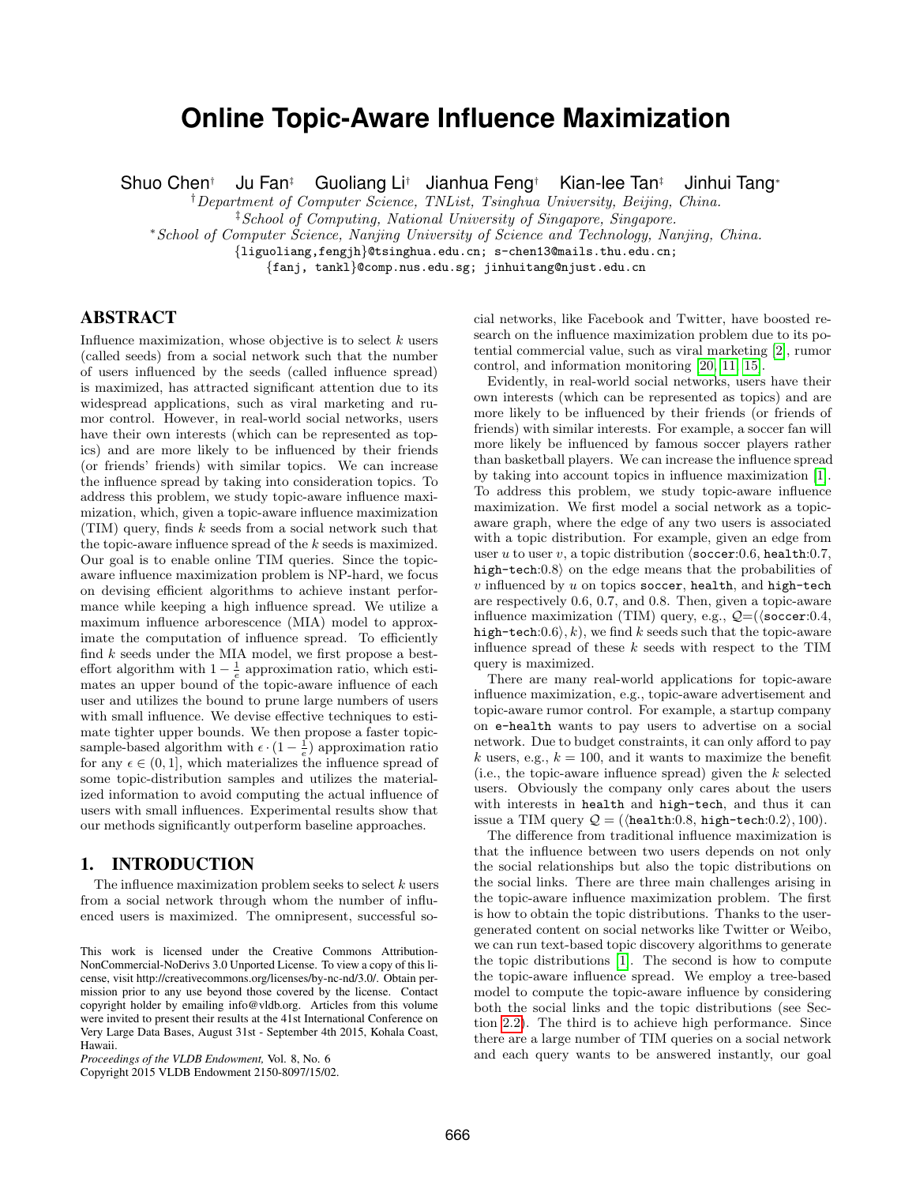# Online Topic-Aware Influence Maximization

Shuo Chen[†] Ju Fan[‡] Guoliang Li[†] Jianhua Feng[†] Kian-lee Tan[‡] Jinhui Tang[*]

[†]*Department of Computer Science, TNList, Tsinghua University, Beijing, China.*

[‡]*School of Computing, National University of Singapore, Singapore.*

[*]*School of Computer Science, Nanjing University of Science and Technology, Nanjing, China.*

{liguoliang,fengjh}@tsinghua.edu.cn; s-chen13@mails.thu.edu.cn;
{fanj, tankl}@comp.nus.edu.sg; jinhuitang@njust.edu.cn

## ABSTRACT

Influence maximization, whose objective is to select $k$ users (called seeds) from a social network such that the number of users influenced by the seeds (called influence spread) is maximized, has attracted significant attention due to its widespread applications, such as viral marketing and rumor control. However, in real-world social networks, users have their own interests (which can be represented as topics) and are more likely to be influenced by their friends (or friends' friends) with similar topics. We can increase the influence spread by taking into consideration topics. To address this problem, we study topic-aware influence maximization, which, given a topic-aware influence maximization (TIM) query, finds $k$ seeds from a social network such that the topic-aware influence spread of the $k$ seeds is maximized. Our goal is to enable online TIM queries. Since the topic-aware influence maximization problem is NP-hard, we focus on devising efficient algorithms to achieve instant performance while keeping a high influence spread. We utilize a maximum influence arborescence (MIA) model to approximate the computation of influence spread. To efficiently find $k$ seeds under the MIA model, we first propose a best-effort algorithm with $1 - \frac{1}{e}$ approximation ratio, which estimates an upper bound of the topic-aware influence of each user and utilizes the bound to prune large numbers of users with small influence. We devise effective techniques to estimate tighter upper bounds. We then propose a faster topic-sample-based algorithm with $\epsilon \cdot (1 - \frac{1}{e})$ approximation ratio for any $\epsilon \in (0, 1]$, which materializes the influence spread of some topic-distribution samples and utilizes the materialized information to avoid computing the actual influence of users with small influences. Experimental results show that our methods significantly outperform baseline approaches.

## 1. INTRODUCTION

The influence maximization problem seeks to select $k$ users from a social network through whom the number of influenced users is maximized. The omnipresent, successful social networks, like Facebook and Twitter, have boosted research on the influence maximization problem due to its potential commercial value, such as viral marketing [2], rumor control, and information monitoring [20, 11, 15].

Evidently, in real-world social networks, users have their own interests (which can be represented as topics) and are more likely to be influenced by their friends (or friends of friends) with similar interests. For example, a soccer fan will more likely be influenced by famous soccer players rather than basketball players. We can increase the influence spread by taking into account topics in influence maximization [1]. To address this problem, we study topic-aware influence maximization. We first model a social network as a topic-aware graph, where the edge of any two users is associated with a topic distribution. For example, given an edge from user $u$ to user $v$, a topic distribution ⟨soccer:0.6, health:0.7, high-tech:0.8⟩ on the edge means that the probabilities of $v$ influenced by $u$ on topics soccer, health, and high-tech are respectively 0.6, 0.7, and 0.8. Then, given a topic-aware influence maximization (TIM) query, e.g., $\mathcal{Q}$=(⟨soccer:0.4, high-tech:0.6⟩, $k$), we find $k$ seeds such that the topic-aware influence spread of these $k$ seeds with respect to the TIM query is maximized.

There are many real-world applications for topic-aware influence maximization, e.g., topic-aware advertisement and topic-aware rumor control. For example, a startup company on e-health wants to pay users to advertise on a social network. Due to budget constraints, it can only afford to pay $k$ users, e.g., $k = 100$, and it wants to maximize the benefit (i.e., the topic-aware influence spread) given the $k$ selected users. Obviously the company only cares about the users with interests in health and high-tech, and thus it can issue a TIM query $\mathcal{Q}$ = (⟨health:0.8, high-tech:0.2⟩, 100).

The difference from traditional influence maximization is that the influence between two users depends on not only the social relationships but also the topic distributions on the social links. There are three main challenges arising in the topic-aware influence maximization problem. The first is how to obtain the topic distributions. Thanks to the user-generated content on social networks like Twitter or Weibo, we can run text-based topic discovery algorithms to generate the topic distributions [1]. The second is how to compute the topic-aware influence spread. We employ a tree-based model to compute the topic-aware influence by considering both the social links and the topic distributions (see Section 2.2). The third is to achieve high performance. Since there are a large number of TIM queries on a social network and each query wants to be answered instantly, our goal

This work is licensed under the Creative Commons Attribution-NonCommercial-NoDerivs 3.0 Unported License. To view a copy of this license, visit http://creativecommons.org/licenses/by-nc-nd/3.0/. Obtain permission prior to any use beyond those covered by the license. Contact copyright holder by emailing info@vldb.org. Articles from this volume were invited to present their results at the 41st International Conference on Very Large Data Bases, August 31st - September 4th 2015, Kohala Coast, Hawaii.

*Proceedings of the VLDB Endowment,* Vol. 8, No. 6
Copyright 2015 VLDB Endowment 2150-8097/15/02.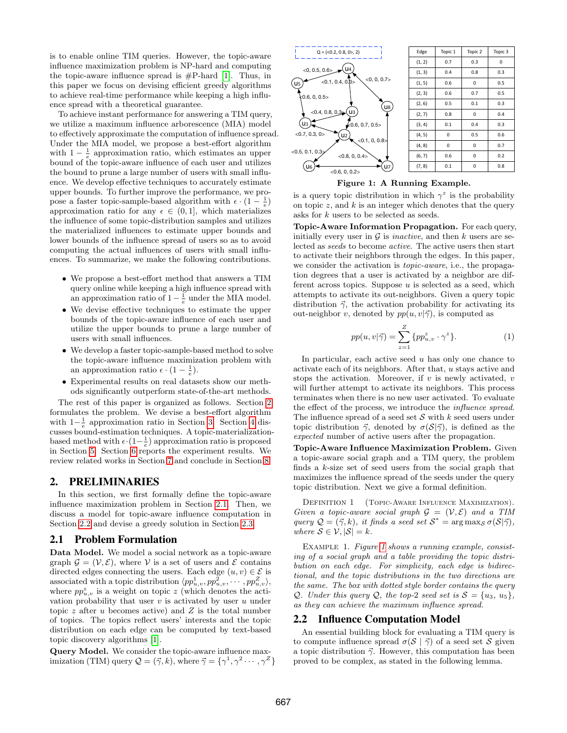is to enable online TIM queries. However, the topic-aware influence maximization problem is NP-hard and computing the topic-aware influence spread is #P-hard [1]. Thus, in this paper we focus on devising efficient greedy algorithms to achieve real-time performance while keeping a high influence spread with a theoretical guarantee.

To achieve instant performance for answering a TIM query, we utilize a maximum influence arborescence (MIA) model to effectively approximate the computation of influence spread. Under the MIA model, we propose a best-effort algorithm with $1 - \frac{1}{e}$ approximation ratio, which estimates an upper bound of the topic-aware influence of each user and utilizes the bound to prune a large number of users with small influence. We develop effective techniques to accurately estimate upper bounds. To further improve the performance, we propose a faster topic-sample-based algorithm with $\epsilon \cdot (1 - \frac{1}{e})$ approximation ratio for any $\epsilon \in (0, 1]$, which materializes the influence of some topic-distribution samples and utilizes the materialized influences to estimate upper bounds and lower bounds of the influence spread of users so as to avoid computing the actual influences of users with small influences. To summarize, we make the following contributions.

- We propose a best-effort method that answers a TIM query online while keeping a high influence spread with an approximation ratio of $1 - \frac{1}{e}$ under the MIA model.
- We devise effective techniques to estimate the upper bounds of the topic-aware influence of each user and utilize the upper bounds to prune a large number of users with small influences.
- We develop a faster topic-sample-based method to solve the topic-aware influence maximization problem with an approximation ratio $\epsilon \cdot (1 - \frac{1}{e})$.
- Experimental results on real datasets show our methods significantly outperform state-of-the-art methods.

The rest of this paper is organized as follows. Section 2 formulates the problem. We devise a best-effort algorithm with $1-\frac{1}{e}$ approximation ratio in Section 3. Section 4 discusses bound-estimation techniques. A topic-materialization-based method with $\epsilon \cdot (1-\frac{1}{e})$ approximation ratio is proposed in Section 5. Section 6 reports the experiment results. We review related works in Section 7 and conclude in Section 8.

# 2. PRELIMINARIES

In this section, we first formally define the topic-aware influence maximization problem in Section 2.1. Then, we discuss a model for topic-aware influence computation in Section 2.2 and devise a greedy solution in Section 2.3.

## 2.1 Problem Formulation

**Data Model.** We model a social network as a topic-aware graph $\mathcal{G} = (\mathcal{V}, \mathcal{E})$, where $\mathcal{V}$ is a set of users and $\mathcal{E}$ contains directed edges connecting the users. Each edge $(u, v) \in \mathcal{E}$ is associated with a topic distribution $\langle pp^1_{u,v}, pp^2_{u,v}, \cdots, pp^Z_{u,v} \rangle$, where $pp^z_{u,v}$ is a weight on topic $z$ (which denotes the activation probability that user $v$ is activated by user $u$ under topic $z$ after $u$ becomes active) and $Z$ is the total number of topics. The topics reflect users' interests and the topic distribution on each edge can be computed by text-based topic discovery algorithms [1].

**Query Model.** We consider the topic-aware influence maximization (TIM) query $\mathcal{Q} = (\vec{\gamma}, k)$, where $\vec{\gamma} = \{\gamma^1, \gamma^2 \cdots, \gamma^Z\}$ is a query topic distribution in which $\gamma^z$ is the probability on topic $z$, and $k$ is an integer which denotes that the query asks for $k$ users to be selected as seeds.

| Edge | Topic 1 | Topic 2 | Topic 3 |
|---|---|---|---|
| (1, 2) | 0.7 | 0.3 | 0 |
| (1, 3) | 0.4 | 0.8 | 0.3 |
| (1, 5) | 0.6 | 0 | 0.5 |
| (2, 3) | 0.6 | 0.7 | 0.5 |
| (2, 6) | 0.5 | 0.1 | 0.3 |
| (2, 7) | 0.8 | 0 | 0.4 |
| (3, 4) | 0.1 | 0.4 | 0.3 |
| (4, 5) | 0 | 0.5 | 0.6 |
| (4, 8) | 0 | 0 | 0.7 |
| (6, 7) | 0.6 | 0 | 0.2 |
| (7, 8) | 0.1 | 0 | 0.8 |

**Figure 1: A Running Example.**

**Topic-Aware Information Propagation.** For each query, initially every user in $\mathcal{G}$ is *inactive*, and then $k$ users are selected as *seeds* to become *active*. The active users then start to activate their neighbors through the edges. In this paper, we consider the activation is *topic-aware*, i.e., the propagation degrees that a user is activated by a neighbor are different across topics. Suppose $u$ is selected as a seed, which attempts to activate its out-neighbors. Given a query topic distribution $\vec{\gamma}$, the activation probability for activating its out-neighbor $v$, denoted by $pp(u, v|\vec{\gamma})$, is computed as

$$pp(u, v|\vec{\gamma}) = \sum_{z=1}^{Z} \{pp^z_{u,v} \cdot \gamma^z\}. \tag{1}$$

In particular, each active seed $u$ has only one chance to activate each of its neighbors. After that, $u$ stays active and stops the activation. Moreover, if $v$ is newly activated, $v$ will further attempt to activate its neighbors. This process terminates when there is no new user activated. To evaluate the effect of the process, we introduce the *influence spread*. The influence spread of a seed set $\mathcal{S}$ with $k$ seed users under topic distribution $\vec{\gamma}$, denoted by $\sigma(\mathcal{S}|\vec{\gamma})$, is defined as the *expected* number of active users after the propagation.

**Topic-Aware Influence Maximization Problem.** Given a topic-aware social graph and a TIM query, the problem finds a $k$-size set of seed users from the social graph that maximizes the influence spread of the seeds under the query topic distribution. Next we give a formal definition.

Definition 1 (Topic-Aware Influence Maximization). *Given a topic-aware social graph $\mathcal{G} = (\mathcal{V}, \mathcal{E})$ and a TIM query $\mathcal{Q} = (\vec{\gamma}, k)$, it finds a seed set $\mathcal{S}^* = \arg\max_{\mathcal{S}} \sigma(\mathcal{S}|\vec{\gamma})$, where $\mathcal{S} \in \mathcal{V}, |\mathcal{S}| = k$.*

Example 1. *Figure 1 shows a running example, consisting of a social graph and a table providing the topic distribution on each edge. For simplicity, each edge is bidirectional, and the topic distributions in the two directions are the same. The box with dotted style border contains the query $\mathcal{Q}$. Under this query $\mathcal{Q}$, the top-2 seed set is $\mathcal{S} = \{u_3, u_5\}$, as they can achieve the maximum influence spread.*

## 2.2 Influence Computation Model

An essential building block for evaluating a TIM query is to compute influence spread $\sigma(\mathcal{S} \mid \vec{\gamma})$ of a seed set $\mathcal{S}$ given a topic distribution $\vec{\gamma}$. However, this computation has been proved to be complex, as stated in the following lemma.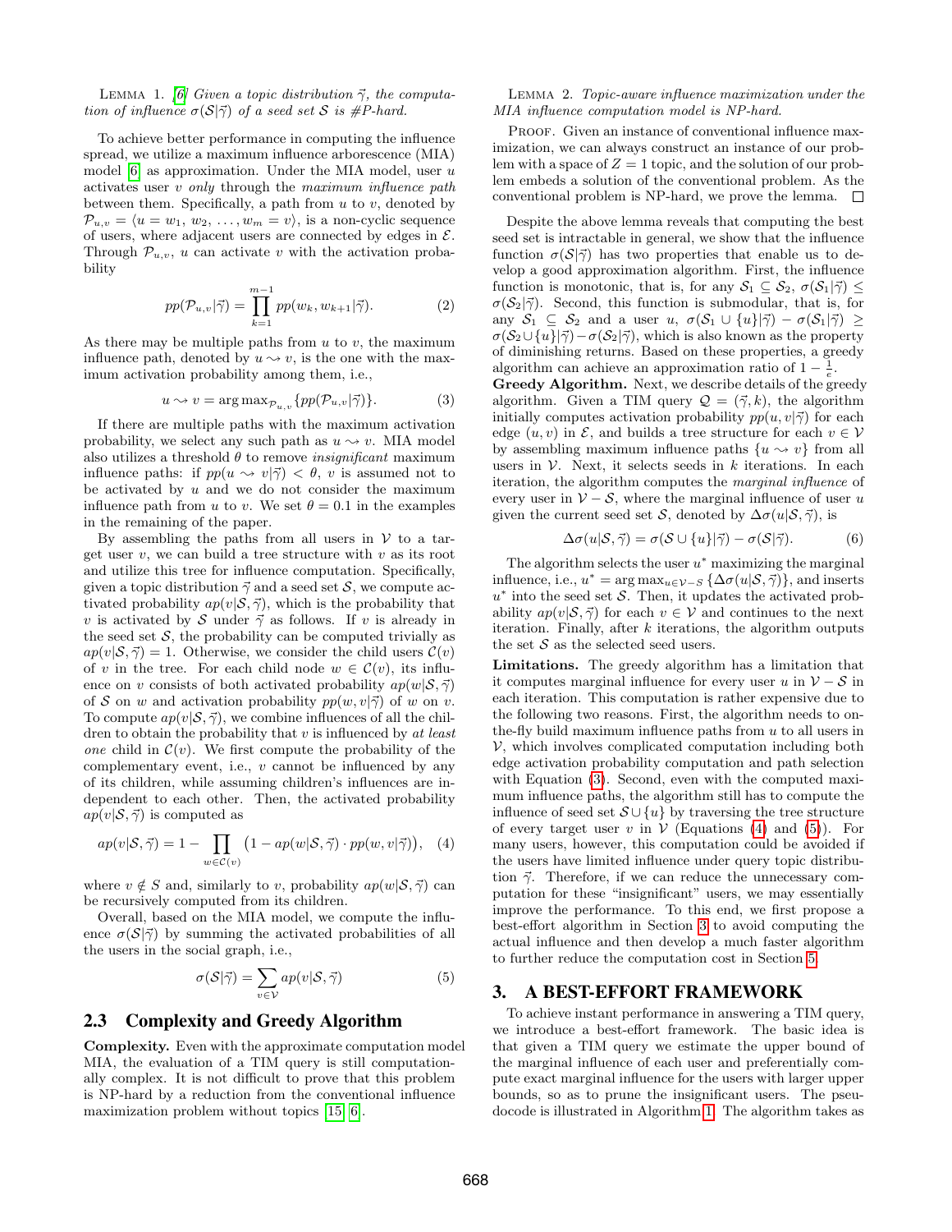LEMMA 1. *[6] Given a topic distribution $\vec{\gamma}$, the computation of influence $\sigma(\mathcal{S}|\vec{\gamma})$ of a seed set $\mathcal{S}$ is #P-hard.*

To achieve better performance in computing the influence spread, we utilize a maximum influence arborescence (MIA) model [6] as approximation. Under the MIA model, user $u$ activates user $v$ *only* through the *maximum influence path* between them. Specifically, a path from $u$ to $v$, denoted by $\mathcal{P}_{u,v} = \langle u = w_1, w_2, \ldots, w_m = v\rangle$, is a non-cyclic sequence of users, where adjacent users are connected by edges in $\mathcal{E}$. Through $\mathcal{P}_{u,v}$, $u$ can activate $v$ with the activation probability

$$pp(\mathcal{P}_{u,v}|\vec{\gamma}) = \prod_{k=1}^{m-1} pp(w_k, w_{k+1}|\vec{\gamma}). \quad (2)$$

As there may be multiple paths from $u$ to $v$, the maximum influence path, denoted by $u \rightsquigarrow v$, is the one with the maximum activation probability among them, i.e.,

$$u \rightsquigarrow v = \arg\max_{\mathcal{P}_{u,v}} \{pp(\mathcal{P}_{u,v}|\vec{\gamma})\}. \quad (3)$$

If there are multiple paths with the maximum activation probability, we select any such path as $u \rightsquigarrow v$. MIA model also utilizes a threshold $\theta$ to remove *insignificant* maximum influence paths: if $pp(u \rightsquigarrow v|\vec{\gamma}) < \theta$, $v$ is assumed not to be activated by $u$ and we do not consider the maximum influence path from $u$ to $v$. We set $\theta = 0.1$ in the examples in the remaining of the paper.

By assembling the paths from all users in $\mathcal{V}$ to a target user $v$, we can build a tree structure with $v$ as its root and utilize this tree for influence computation. Specifically, given a topic distribution $\vec{\gamma}$ and a seed set $\mathcal{S}$, we compute activated probability $ap(v|\mathcal{S}, \vec{\gamma})$, which is the probability that $v$ is activated by $\mathcal{S}$ under $\vec{\gamma}$ as follows. If $v$ is already in the seed set $\mathcal{S}$, the probability can be computed trivially as $ap(v|\mathcal{S}, \vec{\gamma}) = 1$. Otherwise, we consider the child users $\mathcal{C}(v)$ of $v$ in the tree. For each child node $w \in \mathcal{C}(v)$, its influence on $v$ consists of both activated probability $ap(w|\mathcal{S}, \vec{\gamma})$ of $\mathcal{S}$ on $w$ and activation probability $pp(w, v|\vec{\gamma})$ of $w$ on $v$. To compute $ap(v|\mathcal{S}, \vec{\gamma})$, we combine influences of all the children to obtain the probability that $v$ is influenced by *at least one* child in $\mathcal{C}(v)$. We first compute the probability of the complementary event, i.e., $v$ cannot be influenced by any of its children, while assuming children's influences are independent to each other. Then, the activated probability $ap(v|\mathcal{S}, \vec{\gamma})$ is computed as

$$ap(v|\mathcal{S}, \vec{\gamma}) = 1 - \prod_{w \in \mathcal{C}(v)} \left(1 - ap(w|\mathcal{S}, \vec{\gamma}) \cdot pp(w, v|\vec{\gamma})\right), \quad (4)$$

where $v \notin S$ and, similarly to $v$, probability $ap(w|\mathcal{S}, \vec{\gamma})$ can be recursively computed from its children.

Overall, based on the MIA model, we compute the influence $\sigma(\mathcal{S}|\vec{\gamma})$ by summing the activated probabilities of all the users in the social graph, i.e.,

$$\sigma(\mathcal{S}|\vec{\gamma}) = \sum_{v \in \mathcal{V}} ap(v|\mathcal{S}, \vec{\gamma}) \quad (5)$$

## 2.3 Complexity and Greedy Algorithm

**Complexity.** Even with the approximate computation model MIA, the evaluation of a TIM query is still computationally complex. It is not difficult to prove that this problem is NP-hard by a reduction from the conventional influence maximization problem without topics [15, 6].

LEMMA 2. *Topic-aware influence maximization under the MIA influence computation model is NP-hard.*

PROOF. Given an instance of conventional influence maximization, we can always construct an instance of our problem with a space of $Z = 1$ topic, and the solution of our problem embeds a solution of the conventional problem. As the conventional problem is NP-hard, we prove the lemma. □

Despite the above lemma reveals that computing the best seed set is intractable in general, we show that the influence function $\sigma(\mathcal{S}|\vec{\gamma})$ has two properties that enable us to develop a good approximation algorithm. First, the influence function is monotonic, that is, for any $\mathcal{S}_1 \subseteq \mathcal{S}_2$, $\sigma(\mathcal{S}_1|\vec{\gamma}) \leq \sigma(\mathcal{S}_2|\vec{\gamma})$. Second, this function is submodular, that is, for any $\mathcal{S}_1 \subseteq \mathcal{S}_2$ and a user $u$, $\sigma(\mathcal{S}_1 \cup \{u\}|\vec{\gamma}) - \sigma(\mathcal{S}_1|\vec{\gamma}) \geq \sigma(\mathcal{S}_2 \cup \{u\}|\vec{\gamma}) - \sigma(\mathcal{S}_2|\vec{\gamma})$, which is also known as the property of diminishing returns. Based on these properties, a greedy algorithm can achieve an approximation ratio of $1 - \frac{1}{e}$.

**Greedy Algorithm.** Next, we describe details of the greedy algorithm. Given a TIM query $\mathcal{Q} = (\vec{\gamma}, k)$, the algorithm initially computes activation probability $pp(u, v|\vec{\gamma})$ for each edge $(u, v)$ in $\mathcal{E}$, and builds a tree structure for each $v \in \mathcal{V}$ by assembling maximum influence paths $\{u \rightsquigarrow v\}$ from all users in $\mathcal{V}$. Next, it selects seeds in $k$ iterations. In each iteration, the algorithm computes the *marginal influence* of every user in $\mathcal{V} - \mathcal{S}$, where the marginal influence of user $u$ given the current seed set $\mathcal{S}$, denoted by $\Delta\sigma(u|\mathcal{S}, \vec{\gamma})$, is

$$\Delta\sigma(u|\mathcal{S}, \vec{\gamma}) = \sigma(\mathcal{S} \cup \{u\}|\vec{\gamma}) - \sigma(\mathcal{S}|\vec{\gamma}). \quad (6)$$

The algorithm selects the user $u^*$ maximizing the marginal influence, i.e., $u^* = \arg\max_{u \in \mathcal{V}-S} \{\Delta\sigma(u|\mathcal{S}, \vec{\gamma})\}$, and inserts $u^*$ into the seed set $\mathcal{S}$. Then, it updates the activated probability $ap(v|\mathcal{S}, \vec{\gamma})$ for each $v \in \mathcal{V}$ and continues to the next iteration. Finally, after $k$ iterations, the algorithm outputs the set $\mathcal{S}$ as the selected seed users.

**Limitations.** The greedy algorithm has a limitation that it computes marginal influence for every user $u$ in $\mathcal{V} - \mathcal{S}$ in each iteration. This computation is rather expensive due to the following two reasons. First, the algorithm needs to on-the-fly build maximum influence paths from $u$ to all users in $\mathcal{V}$, which involves complicated computation including both edge activation probability computation and path selection with Equation (3). Second, even with the computed maximum influence paths, the algorithm still has to compute the influence of seed set $\mathcal{S} \cup \{u\}$ by traversing the tree structure of every target user $v$ in $\mathcal{V}$ (Equations (4) and (5)). For many users, however, this computation could be avoided if the users have limited influence under query topic distribution $\vec{\gamma}$. Therefore, if we can reduce the unnecessary computation for these "insignificant" users, we may essentially improve the performance. To this end, we first propose a best-effort algorithm in Section 3 to avoid computing the actual influence and then develop a much faster algorithm to further reduce the computation cost in Section 5.

# 3. A BEST-EFFORT FRAMEWORK

To achieve instant performance in answering a TIM query, we introduce a best-effort framework. The basic idea is that given a TIM query we estimate the upper bound of the marginal influence of each user and preferentially compute exact marginal influence for the users with larger upper bounds, so as to prune the insignificant users. The pseudocode is illustrated in Algorithm 1. The algorithm takes as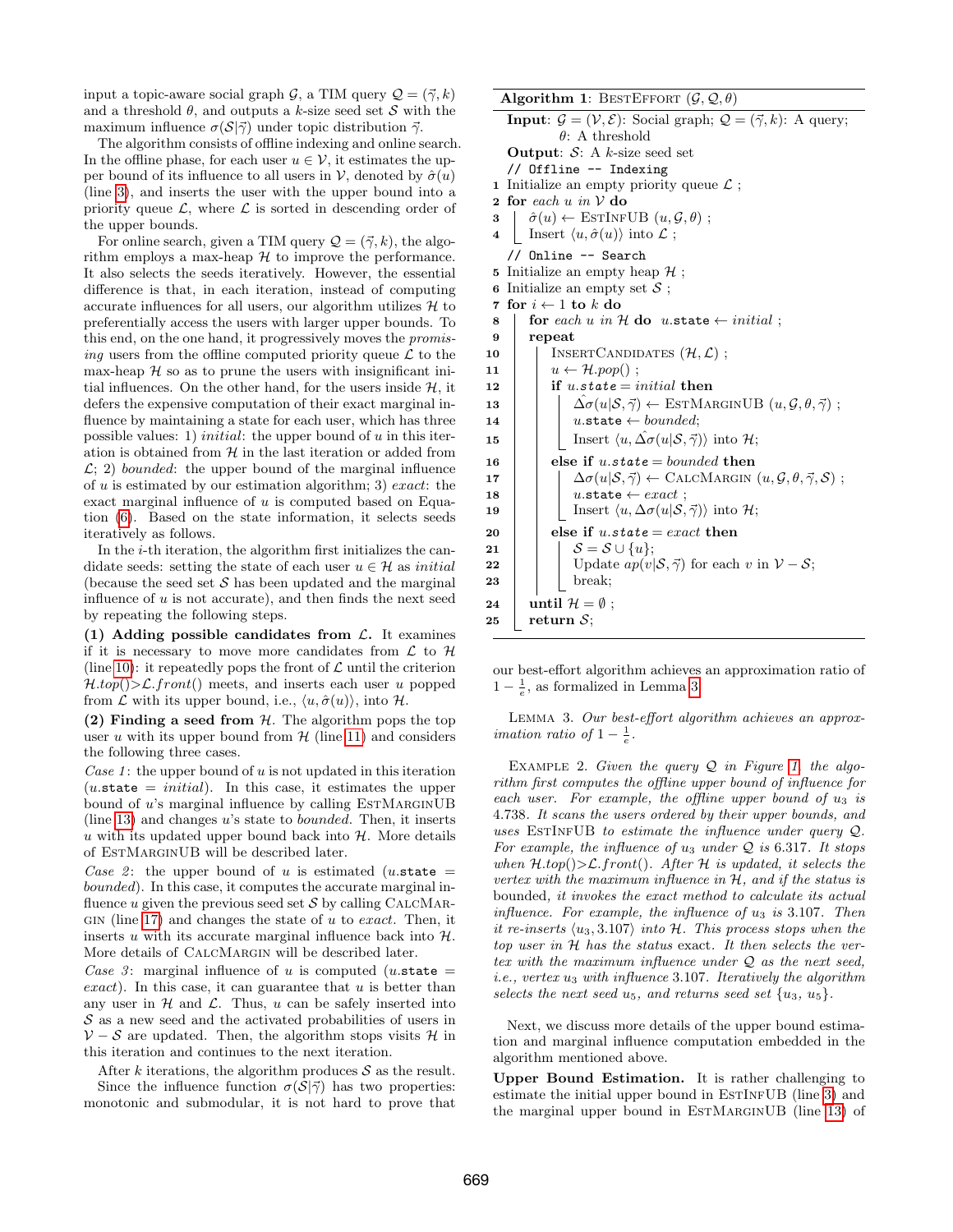input a topic-aware social graph $\mathcal{G}$, a TIM query $\mathcal{Q} = (\vec{\gamma}, k)$ and a threshold $\theta$, and outputs a $k$-size seed set $\mathcal{S}$ with the maximum influence $\sigma(\mathcal{S}|\vec{\gamma})$ under topic distribution $\vec{\gamma}$.

The algorithm consists of offline indexing and online search. In the offline phase, for each user $u \in \mathcal{V}$, it estimates the upper bound of its influence to all users in $\mathcal{V}$, denoted by $\hat{\sigma}(u)$ (line 3), and inserts the user with the upper bound into a priority queue $\mathcal{L}$, where $\mathcal{L}$ is sorted in descending order of the upper bounds.

For online search, given a TIM query $\mathcal{Q} = (\vec{\gamma}, k)$, the algorithm employs a max-heap $\mathcal{H}$ to improve the performance. It also selects the seeds iteratively. However, the essential difference is that, in each iteration, instead of computing accurate influences for all users, our algorithm utilizes $\mathcal{H}$ to preferentially access the users with larger upper bounds. To this end, on the one hand, it progressively moves the *promising* users from the offline computed priority queue $\mathcal{L}$ to the max-heap $\mathcal{H}$ so as to prune the users with insignificant initial influences. On the other hand, for the users inside $\mathcal{H}$, it defers the expensive computation of their exact marginal influence by maintaining a state for each user, which has three possible values: 1) *initial*: the upper bound of $u$ in this iteration is obtained from $\mathcal{H}$ in the last iteration or added from $\mathcal{L}$; 2) *bounded*: the upper bound of the marginal influence of $u$ is estimated by our estimation algorithm; 3) *exact*: the exact marginal influence of $u$ is computed based on Equation (6). Based on the state information, it selects seeds iteratively as follows.

In the $i$-th iteration, the algorithm first initializes the candidate seeds: setting the state of each user $u \in \mathcal{H}$ as *initial* (because the seed set $\mathcal{S}$ has been updated and the marginal influence of $u$ is not accurate), and then finds the next seed by repeating the following steps.

**(1) Adding possible candidates from $\mathcal{L}$.** It examines if it is necessary to move more candidates from $\mathcal{L}$ to $\mathcal{H}$ (line 10): it repeatedly pops the front of $\mathcal{L}$ until the criterion $\mathcal{H}.top() > \mathcal{L}.front()$ meets, and inserts each user $u$ popped from $\mathcal{L}$ with its upper bound, i.e., $\langle u, \hat{\sigma}(u)\rangle$, into $\mathcal{H}$.

**(2) Finding a seed from $\mathcal{H}$.** The algorithm pops the top user $u$ with its upper bound from $\mathcal{H}$ (line 11) and considers the following three cases.

*Case 1*: the upper bound of $u$ is not updated in this iteration ($u$.state = *initial*). In this case, it estimates the upper bound of $u$'s marginal influence by calling EstMarginUB (line 13) and changes $u$'s state to *bounded*. Then, it inserts $u$ with its updated upper bound back into $\mathcal{H}$. More details of EstMarginUB will be described later.

*Case 2*: the upper bound of $u$ is estimated ($u$.state = *bounded*). In this case, it computes the accurate marginal influence $u$ given the previous seed set $\mathcal{S}$ by calling CalcMargin (line 17) and changes the state of $u$ to *exact*. Then, it inserts $u$ with its accurate marginal influence back into $\mathcal{H}$. More details of CalcMargin will be described later.

*Case 3*: marginal influence of $u$ is computed ($u$.state = *exact*). In this case, it can guarantee that $u$ is better than any user in $\mathcal{H}$ and $\mathcal{L}$. Thus, $u$ can be safely inserted into $\mathcal{S}$ as a new seed and the activated probabilities of users in $\mathcal{V} - \mathcal{S}$ are updated. Then, the algorithm stops visits $\mathcal{H}$ in this iteration and continues to the next iteration.

After $k$ iterations, the algorithm produces $\mathcal{S}$ as the result.

Since the influence function $\sigma(\mathcal{S}|\vec{\gamma})$ has two properties: monotonic and submodular, it is not hard to prove that

```
Algorithm 1: BestEffort (G, Q, θ)
Input: G = (V, E): Social graph; Q = (γ⃗, k): A query;
       θ: A threshold
Output: S: A k-size seed set
// Offline -- Indexing
1  Initialize an empty priority queue L ;
2  for each u in V do
3      σ̂(u) ← EstInfUB (u, G, θ) ;
4      Insert ⟨u, σ̂(u)⟩ into L ;
// Online -- Search
5  Initialize an empty heap H ;
6  Initialize an empty set S ;
7  for i ← 1 to k do
8      for each u in H do  u.state ← initial ;
9      repeat
10         InsertCandidates (H, L) ;
11         u ← H.pop() ;
12         if u.state = initial then
13             Δ̂σ(u|S, γ⃗) ← EstMarginUB (u, G, θ, γ⃗) ;
14             u.state ← bounded;
15             Insert ⟨u, Δ̂σ(u|S, γ⃗)⟩ into H;
16         else if u.state = bounded then
17             Δσ(u|S, γ⃗) ← CalcMargin (u, G, θ, γ⃗, S) ;
18             u.state ← exact ;
19             Insert ⟨u, Δσ(u|S, γ⃗)⟩ into H;
20         else if u.state = exact then
21             S = S ∪ {u};
22             Update ap(v|S, γ⃗) for each v in V − S;
23             break;
24     until H = ∅ ;
25 return S;
```

our best-effort algorithm achieves an approximation ratio of $1 - \frac{1}{e}$, as formalized in Lemma 3.

Lemma 3. *Our best-effort algorithm achieves an approximation ratio of $1 - \frac{1}{e}$.*

Example 2. *Given the query $\mathcal{Q}$ in Figure 1, the algorithm first computes the offline upper bound of influence for each user. For example, the offline upper bound of $u_3$ is 4.738. It scans the users ordered by their upper bounds, and uses* EstInfUB *to estimate the influence under query $\mathcal{Q}$. For example, the influence of $u_3$ under $\mathcal{Q}$ is 6.317. It stops when $\mathcal{H}.top() > \mathcal{L}.front()$. After $\mathcal{H}$ is updated, it selects the vertex with the maximum influence in $\mathcal{H}$, and if the status is* bounded, *it invokes the exact method to calculate its actual influence. For example, the influence of $u_3$ is 3.107. Then it re-inserts $\langle u_3, 3.107\rangle$ into $\mathcal{H}$. This process stops when the top user in $\mathcal{H}$ has the status* exact. *It then selects the vertex with the maximum influence under $\mathcal{Q}$ as the next seed, i.e., vertex $u_3$ with influence 3.107. Iteratively the algorithm selects the next seed $u_5$, and returns seed set $\{u_3, u_5\}$.*

Next, we discuss more details of the upper bound estimation and marginal influence computation embedded in the algorithm mentioned above.

**Upper Bound Estimation.** It is rather challenging to estimate the initial upper bound in EstInfUB (line 3) and the marginal upper bound in EstMarginUB (line 13) of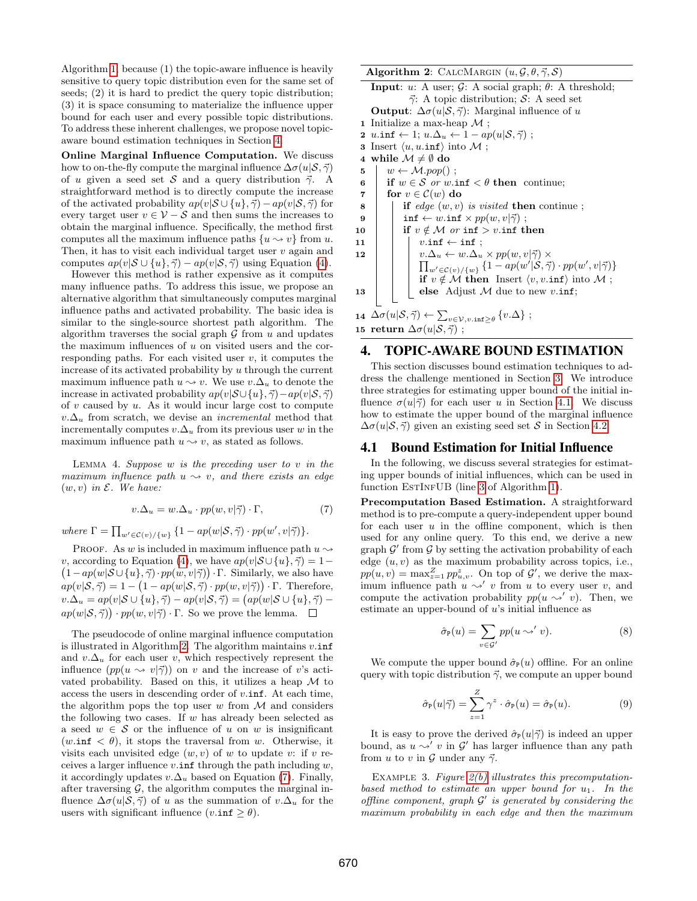Algorithm 1, because (1) the topic-aware influence is heavily sensitive to query topic distribution even for the same set of seeds; (2) it is hard to predict the query topic distribution; (3) it is space consuming to materialize the influence upper bound for each user and every possible topic distributions. To address these inherent challenges, we propose novel topic-aware bound estimation techniques in Section 4.

**Online Marginal Influence Computation.** We discuss how to on-the-fly compute the marginal influence $\Delta\sigma(u|\mathcal{S}, \vec{\gamma})$ of $u$ given a seed set $\mathcal{S}$ and a query distribution $\vec{\gamma}$. A straightforward method is to directly compute the increase of the activated probability $ap(v|\mathcal{S} \cup \{u\}, \vec{\gamma}) - ap(v|\mathcal{S}, \vec{\gamma})$ for every target user $v \in \mathcal{V} - \mathcal{S}$ and then sums the increases to obtain the marginal influence. Specifically, the method first computes all the maximum influence paths $\{u \rightsquigarrow v\}$ from $u$. Then, it has to visit each individual target user $v$ again and computes $ap(v|\mathcal{S} \cup \{u\}, \vec{\gamma}) - ap(v|\mathcal{S}, \vec{\gamma})$ using Equation (4).

However this method is rather expensive as it computes many influence paths. To address this issue, we propose an alternative algorithm that simultaneously computes marginal influence paths and activated probability. The basic idea is similar to the single-source shortest path algorithm. The algorithm traverses the social graph $\mathcal{G}$ from $u$ and updates the maximum influences of $u$ on visited users and the corresponding paths. For each visited user $v$, it computes the increase of its activated probability by $u$ through the current maximum influence path $u \rightsquigarrow v$. We use $v.\Delta_u$ to denote the increase in activated probability $ap(v|\mathcal{S}\cup\{u\}, \vec{\gamma}) - ap(v|\mathcal{S}, \vec{\gamma})$ of $v$ caused by $u$. As it would incur large cost to compute $v.\Delta_u$ from scratch, we devise an *incremental* method that incrementally computes $v.\Delta_u$ from its previous user $w$ in the maximum influence path $u \rightsquigarrow v$, as stated as follows.

Lemma 4. *Suppose $w$ is the preceding user to $v$ in the maximum influence path $u \rightsquigarrow v$, and there exists an edge $(w, v)$ in $\mathcal{E}$. We have:*

$$v.\Delta_u = w.\Delta_u \cdot pp(w, v|\vec{\gamma}) \cdot \Gamma, \tag{7}$$

*where* $\Gamma = \prod_{w' \in \mathcal{C}(v)/\{w\}} \{1 - ap(w|\mathcal{S}, \vec{\gamma}) \cdot pp(w', v|\vec{\gamma})\}$.

Proof. As $w$ is included in maximum influence path $u \rightsquigarrow v$, according to Equation (4), we have $ap(v|\mathcal{S} \cup \{u\}, \vec{\gamma}) = 1 - \big(1 - ap(w|\mathcal{S} \cup \{u\}, \vec{\gamma}) \cdot pp(w, v|\vec{\gamma})\big) \cdot \Gamma$. Similarly, we also have $ap(v|\mathcal{S}, \vec{\gamma}) = 1 - \big(1 - ap(w|\mathcal{S}, \vec{\gamma}) \cdot pp(w, v|\vec{\gamma})\big) \cdot \Gamma$. Therefore, $v.\Delta_u = ap(v|\mathcal{S} \cup \{u\}, \vec{\gamma}) - ap(v|\mathcal{S}, \vec{\gamma}) = \big(ap(w|\mathcal{S} \cup \{u\}, \vec{\gamma}) - ap(w|\mathcal{S}, \vec{\gamma})\big) \cdot pp(w, v|\vec{\gamma}) \cdot \Gamma$. So we prove the lemma. □

The pseudocode of online marginal influence computation is illustrated in Algorithm 2. The algorithm maintains $v$.inf and $v.\Delta_u$ for each user $v$, which respectively represent the influence ($pp(u \rightsquigarrow v|\vec{\gamma})$) on $v$ and the increase of $v$'s activated probability. Based on this, it utilizes a heap $\mathcal{M}$ to access the users in descending order of $v$.inf. At each time, the algorithm pops the top user $w$ from $\mathcal{M}$ and considers the following two cases. If $w$ has already been selected as a seed $w \in \mathcal{S}$ or the influence of $u$ on $w$ is insignificant ($w$.inf $< \theta$), it stops the traversal from $w$. Otherwise, it visits each unvisited edge $(w, v)$ of $w$ to update $v$: if $v$ receives a larger influence $v$.inf through the path including $w$, it accordingly updates $v.\Delta_u$ based on Equation (7). Finally, after traversing $\mathcal{G}$, the algorithm computes the marginal influence $\Delta\sigma(u|\mathcal{S}, \vec{\gamma})$ of $u$ as the summation of $v.\Delta_u$ for the users with significant influence ($v$.inf $\geq \theta$).

**Algorithm 2**: CalcMargin $(u, \mathcal{G}, \theta, \vec{\gamma}, \mathcal{S})$

```
Input: u: A user; G: A social graph; θ: A threshold;
       γ: A topic distribution; S: A seed set
Output: Δσ(u|S, γ): Marginal influence of u
1  Initialize a max-heap M ;
2  u.inf ← 1; u.Δ_u ← 1 − ap(u|S, γ) ;
3  Insert ⟨u, u.inf⟩ into M ;
4  while M ≠ ∅ do
5      w ← M.pop() ;
6      if w ∈ S or w.inf < θ then continue;
7      for v ∈ C(w) do
8          if edge (w, v) is visited then continue ;
9          inf ← w.inf × pp(w, v|γ) ;
10         if v ∉ M or inf > v.inf then
11             v.inf ← inf ;
12             v.Δ_u ← w.Δ_u × pp(w, v|γ) ×
                   ∏_{w' ∈ C(v)/{w}} {1 − ap(w'|S, γ) · pp(w', v|γ)}
               if v ∉ M then Insert ⟨v, v.inf⟩ into M ;
13             else Adjust M due to new v.inf;
14 Δσ(u|S, γ) ← Σ_{v ∈ V, v.inf ≥ θ} {v.Δ} ;
15 return Δσ(u|S, γ) ;
```

## 4. TOPIC-AWARE BOUND ESTIMATION

This section discusses bound estimation techniques to address the challenge mentioned in Section 3. We introduce three strategies for estimating upper bound of the initial influence $\sigma(u|\vec{\gamma})$ for each user $u$ in Section 4.1. We discuss how to estimate the upper bound of the marginal influence $\Delta\sigma(u|\mathcal{S}, \vec{\gamma})$ given an existing seed set $\mathcal{S}$ in Section 4.2.

### 4.1 Bound Estimation for Initial Influence

In the following, we discuss several strategies for estimating upper bounds of initial influences, which can be used in function EstInfUB (line 3 of Algorithm 1).

**Precomputation Based Estimation.** A straightforward method is to pre-compute a query-independent upper bound for each user $u$ in the offline component, which is then used for any online query. To this end, we derive a new graph $\mathcal{G}'$ from $\mathcal{G}$ by setting the activation probability of each edge $(u, v)$ as the maximum probability across topics, i.e., $pp(u, v) = \max_{z=1}^{Z} pp^z_{u,v}$. On top of $\mathcal{G}'$, we derive the maximum influence path $u \rightsquigarrow' v$ from $u$ to every user $v$, and compute the activation probability $pp(u \rightsquigarrow' v)$. Then, we estimate an upper-bound of $u$'s initial influence as

$$\hat{\sigma}_{\mathtt{P}}(u) = \sum_{v \in \mathcal{G}'} pp(u \rightsquigarrow' v). \tag{8}$$

We compute the upper bound $\hat{\sigma}_{\mathtt{P}}(u)$ offline. For an online query with topic distribution $\vec{\gamma}$, we compute an upper bound

$$\hat{\sigma}_{\mathtt{P}}(u|\vec{\gamma}) = \sum_{z=1}^{Z} \gamma^z \cdot \hat{\sigma}_{\mathtt{P}}(u) = \hat{\sigma}_{\mathtt{P}}(u). \tag{9}$$

It is easy to prove the derived $\hat{\sigma}_{\mathtt{P}}(u|\vec{\gamma})$ is indeed an upper bound, as $u \rightsquigarrow' v$ in $\mathcal{G}'$ has larger influence than any path from $u$ to $v$ in $\mathcal{G}$ under any $\vec{\gamma}$.

Example 3. *Figure 2(b) illustrates this precomputation-based method to estimate an upper bound for $u_1$. In the offline component, graph $\mathcal{G}'$ is generated by considering the maximum probability in each edge and then the maximum*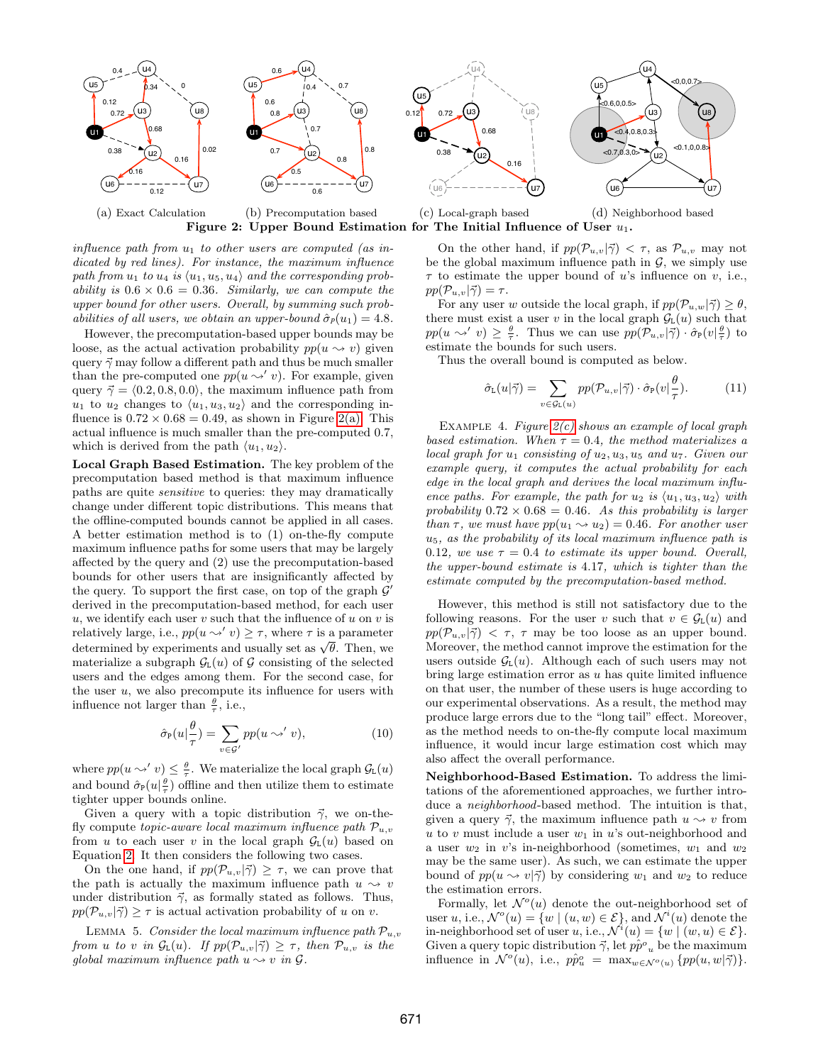(a) Exact Calculation (b) Precomputation based (c) Local-graph based (d) Neighborhood based

**Figure 2: Upper Bound Estimation for The Initial Influence of User $u_1$.**

*influence path from $u_1$ to other users are computed (as indicated by red lines). For instance, the maximum influence path from $u_1$ to $u_4$ is $\langle u_1, u_5, u_4\rangle$ and the corresponding probability is $0.6 \times 0.6 = 0.36$. Similarly, we can compute the upper bound for other users. Overall, by summing such probabilities of all users, we obtain an upper-bound $\hat{\sigma}_{\mathtt{P}}(u_1) = 4.8$.*

However, the precomputation-based upper bounds may be loose, as the actual activation probability $pp(u \rightsquigarrow v)$ given query $\vec{\gamma}$ may follow a different path and thus be much smaller than the pre-computed one $pp(u \rightsquigarrow' v)$. For example, given query $\vec{\gamma} = \langle 0.2, 0.8, 0.0\rangle$, the maximum influence path from $u_1$ to $u_2$ changes to $\langle u_1, u_3, u_2\rangle$ and the corresponding influence is $0.72 \times 0.68 = 0.49$, as shown in Figure 2(a). This actual influence is much smaller than the pre-computed 0.7, which is derived from the path $\langle u_1, u_2\rangle$.

**Local Graph Based Estimation.** The key problem of the precomputation based method is that maximum influence paths are quite *sensitive* to queries: they may dramatically change under different topic distributions. This means that the offline-computed bounds cannot be applied in all cases. A better estimation method is to (1) on-the-fly compute maximum influence paths for some users that may be largely affected by the query and (2) use the precomputation-based bounds for other users that are insignificantly affected by the query. To support the first case, on top of the graph $\mathcal{G}'$ derived in the precomputation-based method, for each user $u$, we identify each user $v$ such that the influence of $u$ on $v$ is relatively large, i.e., $pp(u \rightsquigarrow' v) \geq \tau$, where $\tau$ is a parameter determined by experiments and usually set as $\sqrt{\theta}$. Then, we materialize a subgraph $\mathcal{G}_{\mathtt{L}}(u)$ of $\mathcal{G}$ consisting of the selected users and the edges among them. For the second case, for the user $u$, we also precompute its influence for users with influence not larger than $\frac{\theta}{\tau}$, i.e.,

$$\hat{\sigma}_{\mathtt{P}}(u|\frac{\theta}{\tau}) = \sum_{v \in \mathcal{G}'} pp(u \rightsquigarrow' v), \tag{10}$$

where $pp(u \rightsquigarrow' v) \leq \frac{\theta}{\tau}$. We materialize the local graph $\mathcal{G}_{\mathtt{L}}(u)$ and bound $\hat{\sigma}_{\mathtt{P}}(u|\frac{\theta}{\tau})$ offline and then utilize them to estimate tighter upper bounds online.

Given a query with a topic distribution $\vec{\gamma}$, we on-the-fly compute *topic-aware local maximum influence path* $\mathcal{P}_{u,v}$ from $u$ to each user $v$ in the local graph $\mathcal{G}_{\mathtt{L}}(u)$ based on Equation 2. It then considers the following two cases.

On the one hand, if $pp(\mathcal{P}_{u,v}|\vec{\gamma}) \geq \tau$, we can prove that the path is actually the maximum influence path $u \rightsquigarrow v$ under distribution $\vec{\gamma}$, as formally stated as follows. Thus, $pp(\mathcal{P}_{u,v}|\vec{\gamma}) \geq \tau$ is actual activation probability of $u$ on $v$.

Lemma 5. *Consider the local maximum influence path $\mathcal{P}_{u,v}$ from $u$ to $v$ in $\mathcal{G}_{\mathtt{L}}(u)$. If $pp(\mathcal{P}_{u,v}|\vec{\gamma}) \geq \tau$, then $\mathcal{P}_{u,v}$ is the global maximum influence path $u \rightsquigarrow v$ in $\mathcal{G}$.*

On the other hand, if $pp(\mathcal{P}_{u,v}|\vec{\gamma}) < \tau$, as $\mathcal{P}_{u,v}$ may not be the global maximum influence path in $\mathcal{G}$, we simply use $\tau$ to estimate the upper bound of $u$'s influence on $v$, i.e., $pp(\mathcal{P}_{u,v}|\vec{\gamma}) = \tau$.

For any user $w$ outside the local graph, if $pp(\mathcal{P}_{u,w}|\vec{\gamma}) \geq \theta$, there must exist a user $v$ in the local graph $\mathcal{G}_{\mathtt{L}}(u)$ such that $pp(u \rightsquigarrow' v) \geq \frac{\theta}{\tau}$. Thus we can use $pp(\mathcal{P}_{u,v}|\vec{\gamma}) \cdot \hat{\sigma}_{\mathtt{P}}(v|\frac{\theta}{\tau})$ to estimate the bounds for such users.

Thus the overall bound is computed as below.

$$\hat{\sigma}_{\mathtt{L}}(u|\vec{\gamma}) = \sum_{v \in \mathcal{G}_{\mathtt{L}}(u)} pp(\mathcal{P}_{u,v}|\vec{\gamma}) \cdot \hat{\sigma}_{\mathtt{P}}(v|\frac{\theta}{\tau}). \tag{11}$$

Example 4. *Figure 2(c) shows an example of local graph based estimation. When $\tau = 0.4$, the method materializes a local graph for $u_1$ consisting of $u_2, u_3, u_5$ and $u_7$. Given our example query, it computes the actual probability for each edge in the local graph and derives the local maximum influence paths. For example, the path for $u_2$ is $\langle u_1, u_3, u_2\rangle$ with probability $0.72 \times 0.68 = 0.46$. As this probability is larger than $\tau$, we must have $pp(u_1 \rightsquigarrow u_2) = 0.46$. For another user $u_5$, as the probability of its local maximum influence path is 0.12, we use $\tau = 0.4$ to estimate its upper bound. Overall, the upper-bound estimate is 4.17, which is tighter than the estimate computed by the precomputation-based method.*

However, this method is still not satisfactory due to the following reasons. For the user $v$ such that $v \in \mathcal{G}_{\mathtt{L}}(u)$ and $pp(\mathcal{P}_{u,v}|\vec{\gamma}) < \tau$, $\tau$ may be too loose as an upper bound. Moreover, the method cannot improve the estimation for the users outside $\mathcal{G}_{\mathtt{L}}(u)$. Although each of such users may not bring large estimation error as $u$ has quite limited influence on that user, the number of these users is huge according to our experimental observations. As a result, the method may produce large errors due to the "long tail" effect. Moreover, as the method needs to on-the-fly compute local maximum influence, it would incur large estimation cost which may also affect the overall performance.

**Neighborhood-Based Estimation.** To address the limitations of the aforementioned approaches, we further introduce a *neighborhood*-based method. The intuition is that, given a query $\vec{\gamma}$, the maximum influence path $u \rightsquigarrow v$ from $u$ to $v$ must include a user $w_1$ in $u$'s out-neighborhood and a user $w_2$ in $v$'s in-neighborhood (sometimes, $w_1$ and $w_2$ may be the same user). As such, we can estimate the upper bound of $pp(u \rightsquigarrow v|\vec{\gamma})$ by considering $w_1$ and $w_2$ to reduce the estimation errors.

Formally, let $\mathcal{N}^o(u)$ denote the out-neighborhood set of user $u$, i.e., $\mathcal{N}^o(u) = \{w \mid (u, w) \in \mathcal{E}\}$, and $\mathcal{N}^i(u)$ denote the in-neighborhood set of user $u$, i.e., $\mathcal{N}^i(u) = \{w \mid (w, u) \in \mathcal{E}\}$. Given a query topic distribution $\vec{\gamma}$, let $\hat{pp}^o_u$ be the maximum influence in $\mathcal{N}^o(u)$, i.e., $\hat{pp}^o_u = \max_{w \in \mathcal{N}^o(u)} \{pp(u, w|\vec{\gamma})\}$.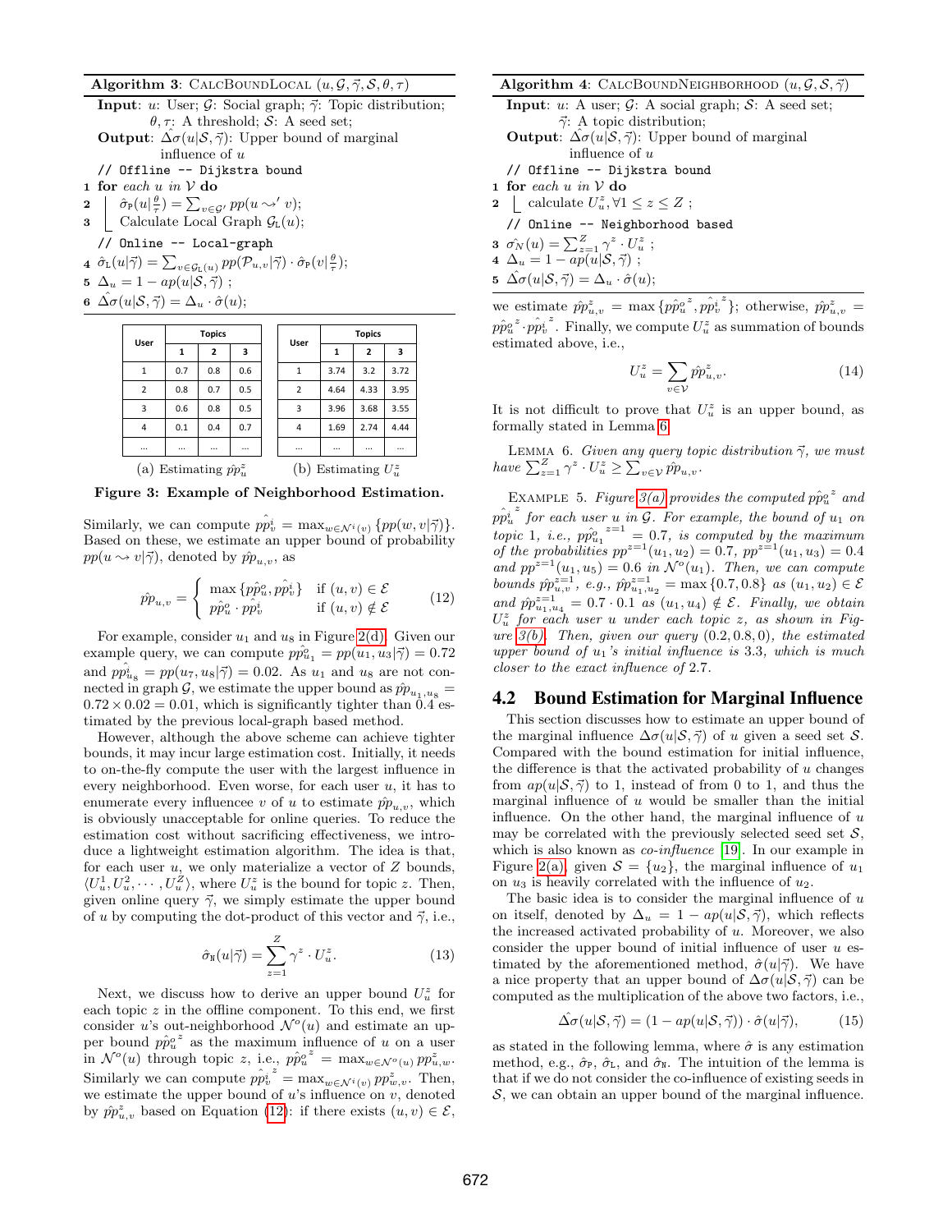**Algorithm 3:** CalcBoundLocal $(u, \mathcal{G}, \vec{\gamma}, \mathcal{S}, \theta, \tau)$

**Input**: $u$: User; $\mathcal{G}$: Social graph; $\vec{\gamma}$: Topic distribution; $\theta, \tau$: A threshold; $\mathcal{S}$: A seed set;
**Output**: $\hat{\Delta\sigma}(u|\mathcal{S}, \vec{\gamma})$: Upper bound of marginal influence of $u$

```
// Offline -- Dijkstra bound
```
1 **for** *each u in* $\mathcal{V}$ **do**
2 $\quad \hat{\sigma}_{\mathtt{P}}(u|\frac{\theta}{\tau}) = \sum_{v \in \mathcal{G}'} pp(u \leadsto' v)$;
3 $\quad$ Calculate Local Graph $\mathcal{G}_{\mathtt{L}}(u)$;
```
// Online -- Local-graph
```
4 $\hat{\sigma}_{\mathtt{L}}(u|\vec{\gamma}) = \sum_{v \in \mathcal{G}_{\mathtt{L}}(u)} pp(\mathcal{P}_{u,v}|\vec{\gamma}) \cdot \hat{\sigma}_{\mathtt{P}}(v|\frac{\theta}{\tau})$;
5 $\Delta_u = 1 - ap(u|\mathcal{S}, \vec{\gamma})$ ;
6 $\hat{\Delta\sigma}(u|\mathcal{S}, \vec{\gamma}) = \Delta_u \cdot \hat{\sigma}(u)$;

| User | Topics | | |
|---|---|---|---|
| | 1 | 2 | 3 |
| 1 | 0.7 | 0.8 | 0.6 |
| 2 | 0.8 | 0.7 | 0.5 |
| 3 | 0.6 | 0.8 | 0.5 |
| 4 | 0.1 | 0.4 | 0.7 |
| ... | ... | ... | ... |

(a) Estimating $\hat{pp}_u^z$

| User | Topics | | |
|---|---|---|---|
| | 1 | 2 | 3 |
| 1 | 3.74 | 3.2 | 3.72 |
| 2 | 4.64 | 4.33 | 3.95 |
| 3 | 3.96 | 3.68 | 3.55 |
| 4 | 1.69 | 2.74 | 4.44 |
| ... | ... | ... | ... |

(b) Estimating $U_u^z$

**Figure 3: Example of Neighborhood Estimation.**

Similarly, we can compute $\hat{pp}_v^i = \max_{w \in \mathcal{N}^i(v)} \{pp(w, v|\vec{\gamma})\}$. Based on these, we estimate an upper bound of probability $pp(u \leadsto v|\vec{\gamma})$, denoted by $\hat{pp}_{u,v}$, as

$$\hat{pp}_{u,v} = \begin{cases} \max\{\hat{pp}_u^o, \hat{pp}_v^i\} & \text{if } (u,v) \in \mathcal{E} \\ \hat{pp}_u^o \cdot \hat{pp}_v^i & \text{if } (u,v) \notin \mathcal{E} \end{cases} \tag{12}$$

For example, consider $u_1$ and $u_8$ in Figure 2(d). Given our example query, we can compute $\hat{pp}_{u_1}^o = pp(u_1, u_3|\vec{\gamma}) = 0.72$ and $\hat{pp}_{u_8}^i = pp(u_7, u_8|\vec{\gamma}) = 0.02$. As $u_1$ and $u_8$ are not connected in graph $\mathcal{G}$, we estimate the upper bound as $\hat{pp}_{u_1,u_8} = 0.72 \times 0.02 = 0.01$, which is significantly tighter than 0.4 estimated by the previous local-graph based method.

However, although the above scheme can achieve tighter bounds, it may incur large estimation cost. Initially, it needs to on-the-fly compute the user with the largest influence in every neighborhood. Even worse, for each user $u$, it has to enumerate every influencee $v$ of $u$ to estimate $\hat{pp}_{u,v}$, which is obviously unacceptable for online queries. To reduce the estimation cost without sacrificing effectiveness, we introduce a lightweight estimation algorithm. The idea is that, for each user $u$, we only materialize a vector of $Z$ bounds, $\langle U_u^1, U_u^2, \cdots, U_u^Z \rangle$, where $U_u^z$ is the bound for topic $z$. Then, given online query $\vec{\gamma}$, we simply estimate the upper bound of $u$ by computing the dot-product of this vector and $\vec{\gamma}$, i.e.,

$$\hat{\sigma}_{\mathtt{N}}(u|\vec{\gamma}) = \sum_{z=1}^{Z} \gamma^z \cdot U_u^z. \tag{13}$$

Next, we discuss how to derive an upper bound $U_u^z$ for each topic $z$ in the offline component. To this end, we first consider $u$'s out-neighborhood $\mathcal{N}^o(u)$ and estimate an upper bound $\hat{pp}_u^{o\,z}$ as the maximum influence of $u$ on a user in $\mathcal{N}^o(u)$ through topic $z$, i.e., $\hat{pp}_u^{o\,z} = \max_{w \in \mathcal{N}^o(u)} pp_{u,w}^z$. Similarly we can compute $\hat{pp}_v^{i\,z} = \max_{w \in \mathcal{N}^i(v)} pp_{w,v}^z$. Then, we estimate the upper bound of $u$'s influence on $v$, denoted by $\hat{pp}_{u,v}^z$ based on Equation (12): if there exists $(u,v) \in \mathcal{E}$,

**Algorithm 4:** CalcBoundNeighborhood $(u, \mathcal{G}, \mathcal{S}, \vec{\gamma})$

**Input**: $u$: A user; $\mathcal{G}$: A social graph; $\mathcal{S}$: A seed set; $\vec{\gamma}$: A topic distribution;
**Output**: $\hat{\Delta\sigma}(u|\mathcal{S}, \vec{\gamma})$: Upper bound of marginal influence of $u$

```
// Offline -- Dijkstra bound
```
1 **for** *each u in* $\mathcal{V}$ **do**
2 $\quad$ calculate $U_u^z, \forall 1 \le z \le Z$ ;
```
// Online -- Neighborhood based
```
3 $\hat{\sigma_N}(u) = \sum_{z=1}^{Z} \gamma^z \cdot U_u^z$ ;
4 $\Delta_u = 1 - ap(u|\mathcal{S}, \vec{\gamma})$ ;
5 $\hat{\Delta\sigma}(u|\mathcal{S}, \vec{\gamma}) = \Delta_u \cdot \hat{\sigma}(u)$;

we estimate $\hat{pp}_{u,v}^z = \max\{\hat{pp}_u^{o\,z}, \hat{pp}_v^{i\,z}\}$; otherwise, $\hat{pp}_{u,v}^z = \hat{pp}_u^{o\,z} \cdot \hat{pp}_v^{i\,z}$. Finally, we compute $U_u^z$ as summation of bounds estimated above, i.e.,

$$U_u^z = \sum_{v \in \mathcal{V}} \hat{pp}_{u,v}^z. \tag{14}$$

It is not difficult to prove that $U_u^z$ is an upper bound, as formally stated in Lemma 6.

Lemma 6. *Given any query topic distribution $\vec{\gamma}$, we must have $\sum_{z=1}^{Z} \gamma^z \cdot U_u^z \ge \sum_{v \in \mathcal{V}} \hat{pp}_{u,v}$.*

Example 5. *Figure 3(a) provides the computed $\hat{pp}_u^{o\,z}$ and $\hat{pp}_u^{i\,z}$ for each user $u$ in $\mathcal{G}$. For example, the bound of $u_1$ on topic 1, i.e., $\hat{pp}_{u_1}^{o\,z=1} = 0.7$, is computed by the maximum of the probabilities $pp^{z=1}(u_1, u_2) = 0.7$, $pp^{z=1}(u_1, u_3) = 0.4$ and $pp^{z=1}(u_1, u_5) = 0.6$ in $\mathcal{N}^o(u_1)$. Then, we can compute bounds $\hat{pp}_{u,v}^{z=1}$, e.g., $\hat{pp}_{u_1,u_2}^{z=1} = \max\{0.7, 0.8\}$ as $(u_1, u_2) \in \mathcal{E}$ and $\hat{pp}_{u_1,u_4}^{z=1} = 0.7 \cdot 0.1$ as $(u_1, u_4) \notin \mathcal{E}$. Finally, we obtain $U_u^z$ for each user $u$ under each topic $z$, as shown in Figure 3(b). Then, given our query $(0.2, 0.8, 0)$, the estimated upper bound of $u_1$'s initial influence is 3.3, which is much closer to the exact influence of 2.7.*

## 4.2 Bound Estimation for Marginal Influence

This section discusses how to estimate an upper bound of the marginal influence $\Delta\sigma(u|\mathcal{S}, \vec{\gamma})$ of $u$ given a seed set $\mathcal{S}$. Compared with the bound estimation for initial influence, the difference is that the activated probability of $u$ changes from $ap(u|\mathcal{S}, \vec{\gamma})$ to 1, instead of from 0 to 1, and thus the marginal influence of $u$ would be smaller than the initial influence. On the other hand, the marginal influence of $u$ may be correlated with the previously selected seed set $\mathcal{S}$, which is also known as *co-influence* [19]. In our example in Figure 2(a), given $\mathcal{S} = \{u_2\}$, the marginal influence of $u_1$ on $u_3$ is heavily correlated with the influence of $u_2$.

The basic idea is to consider the marginal influence of $u$ on itself, denoted by $\Delta_u = 1 - ap(u|\mathcal{S}, \vec{\gamma})$, which reflects the increased activated probability of $u$. Moreover, we also consider the upper bound of initial influence of user $u$ estimated by the aforementioned method, $\hat{\sigma}(u|\vec{\gamma})$. We have a nice property that an upper bound of $\Delta\sigma(u|\mathcal{S}, \vec{\gamma})$ can be computed as the multiplication of the above two factors, i.e.,

$$\hat{\Delta\sigma}(u|\mathcal{S}, \vec{\gamma}) = (1 - ap(u|\mathcal{S}, \vec{\gamma})) \cdot \hat{\sigma}(u|\vec{\gamma}), \tag{15}$$

as stated in the following lemma, where $\hat{\sigma}$ is any estimation method, e.g., $\hat{\sigma}_{\mathtt{P}}$, $\hat{\sigma}_{\mathtt{L}}$, and $\hat{\sigma}_{\mathtt{N}}$. The intuition of the lemma is that if we do not consider the co-influence of existing seeds in $\mathcal{S}$, we can obtain an upper bound of the marginal influence.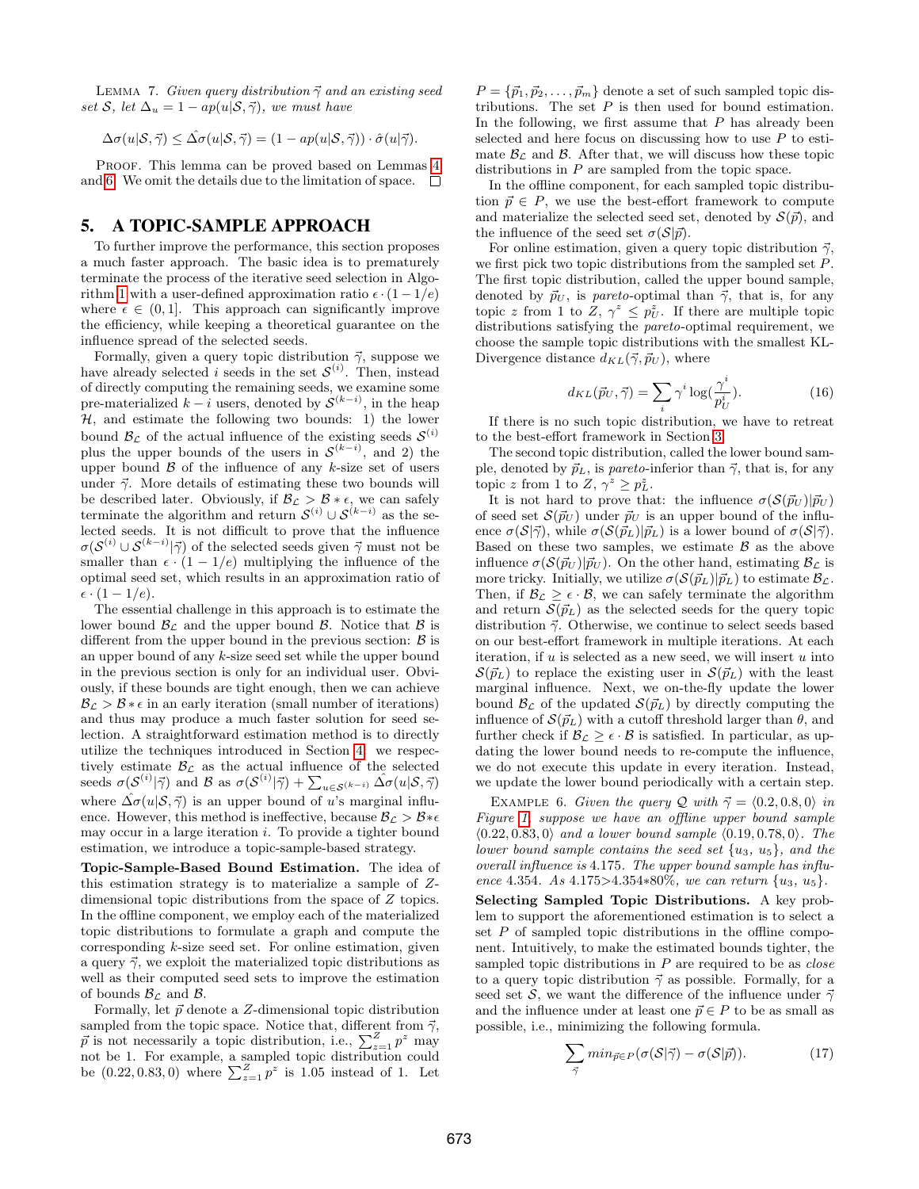LEMMA 7. *Given query distribution $\vec{\gamma}$ and an existing seed set $\mathcal{S}$, let $\Delta_u = 1 - ap(u|\mathcal{S}, \vec{\gamma})$, we must have*

$$\Delta\sigma(u|\mathcal{S}, \vec{\gamma}) \leq \hat{\Delta\sigma}(u|\mathcal{S}, \vec{\gamma}) = (1 - ap(u|\mathcal{S}, \vec{\gamma})) \cdot \hat{\sigma}(u|\vec{\gamma}).$$

PROOF. This lemma can be proved based on Lemmas 4 and 6. We omit the details due to the limitation of space. □

## 5. A TOPIC-SAMPLE APPROACH

To further improve the performance, this section proposes a much faster approach. The basic idea is to prematurely terminate the process of the iterative seed selection in Algorithm 1 with a user-defined approximation ratio $\epsilon \cdot (1 - 1/e)$ where $\epsilon \in (0, 1]$. This approach can significantly improve the efficiency, while keeping a theoretical guarantee on the influence spread of the selected seeds.

Formally, given a query topic distribution $\vec{\gamma}$, suppose we have already selected $i$ seeds in the set $\mathcal{S}^{(i)}$. Then, instead of directly computing the remaining seeds, we examine some pre-materialized $k - i$ users, denoted by $\mathcal{S}^{(k-i)}$, in the heap $\mathcal{H}$, and estimate the following two bounds: 1) the lower bound $\mathcal{B}_{\mathcal{L}}$ of the actual influence of the existing seeds $\mathcal{S}^{(i)}$ plus the upper bounds of the users in $\mathcal{S}^{(k-i)}$, and 2) the upper bound $\mathcal{B}$ of the influence of any $k$-size set of users under $\vec{\gamma}$. More details of estimating these two bounds will be described later. Obviously, if $\mathcal{B}_{\mathcal{L}} > \mathcal{B} * \epsilon$, we can safely terminate the algorithm and return $\mathcal{S}^{(i)} \cup \mathcal{S}^{(k-i)}$ as the selected seeds. It is not difficult to prove that the influence $\sigma(\mathcal{S}^{(i)} \cup \mathcal{S}^{(k-i)}|\vec{\gamma})$ of the selected seeds given $\vec{\gamma}$ must not be smaller than $\epsilon \cdot (1 - 1/e)$ multiplying the influence of the optimal seed set, which results in an approximation ratio of $\epsilon \cdot (1 - 1/e)$.

The essential challenge in this approach is to estimate the lower bound $\mathcal{B}_{\mathcal{L}}$ and the upper bound $\mathcal{B}$. Notice that $\mathcal{B}$ is different from the upper bound in the previous section: $\mathcal{B}$ is an upper bound of any $k$-size seed set while the upper bound in the previous section is only for an individual user. Obviously, if these bounds are tight enough, then we can achieve $\mathcal{B}_{\mathcal{L}} > \mathcal{B} * \epsilon$ in an early iteration (small number of iterations) and thus may produce a much faster solution for seed selection. A straightforward estimation method is to directly utilize the techniques introduced in Section 4: we respectively estimate $\mathcal{B}_{\mathcal{L}}$ as the actual influence of the selected seeds $\sigma(\mathcal{S}^{(i)}|\vec{\gamma})$ and $\mathcal{B}$ as $\sigma(\mathcal{S}^{(i)}|\vec{\gamma}) + \sum_{u \in \mathcal{S}^{(k-i)}} \hat{\Delta\sigma}(u|\mathcal{S}, \vec{\gamma})$ where $\hat{\Delta\sigma}(u|\mathcal{S}, \vec{\gamma})$ is an upper bound of $u$'s marginal influence. However, this method is ineffective, because $\mathcal{B}_{\mathcal{L}} > \mathcal{B} * \epsilon$ may occur in a large iteration $i$. To provide a tighter bound estimation, we introduce a topic-sample-based strategy.

**Topic-Sample-Based Bound Estimation.** The idea of this estimation strategy is to materialize a sample of $Z$-dimensional topic distributions from the space of $Z$ topics. In the offline component, we employ each of the materialized topic distributions to formulate a graph and compute the corresponding $k$-size seed set. For online estimation, given a query $\vec{\gamma}$, we exploit the materialized topic distributions as well as their computed seed sets to improve the estimation of bounds $\mathcal{B}_{\mathcal{L}}$ and $\mathcal{B}$.

Formally, let $\vec{p}$ denote a $Z$-dimensional topic distribution sampled from the topic space. Notice that, different from $\vec{\gamma}$, $\vec{p}$ is not necessarily a topic distribution, i.e., $\sum_{z=1}^{Z} p^z$ may not be 1. For example, a sampled topic distribution could be $(0.22, 0.83, 0)$ where $\sum_{z=1}^{Z} p^z$ is 1.05 instead of 1. Let $P = \{\vec{p}_1, \vec{p}_2, \ldots, \vec{p}_m\}$ denote a set of such sampled topic distributions. The set $P$ is then used for bound estimation. In the following, we first assume that $P$ has already been selected and here focus on discussing how to use $P$ to estimate $\mathcal{B}_{\mathcal{L}}$ and $\mathcal{B}$. After that, we will discuss how these topic distributions in $P$ are sampled from the topic space.

In the offline component, for each sampled topic distribution $\vec{p} \in P$, we use the best-effort framework to compute and materialize the selected seed set, denoted by $\mathcal{S}(\vec{p})$, and the influence of the seed set $\sigma(\mathcal{S}|\vec{p})$.

For online estimation, given a query topic distribution $\vec{\gamma}$, we first pick two topic distributions from the sampled set $P$. The first topic distribution, called the upper bound sample, denoted by $\vec{p}_U$, is *pareto*-optimal than $\vec{\gamma}$, that is, for any topic $z$ from 1 to $Z$, $\gamma^z \leq p_U^z$. If there are multiple topic distributions satisfying the *pareto*-optimal requirement, we choose the sample topic distributions with the smallest KL-Divergence distance $d_{KL}(\vec{\gamma}, \vec{p}_U)$, where

$$d_{KL}(\vec{p}_U, \vec{\gamma}) = \sum_i \gamma^i \log(\frac{\gamma^i}{p_U^i}). \tag{16}$$

If there is no such topic distribution, we have to retreat to the best-effort framework in Section 3.

The second topic distribution, called the lower bound sample, denoted by $\vec{p}_L$, is *pareto*-inferior than $\vec{\gamma}$, that is, for any topic $z$ from 1 to $Z$, $\gamma^z \geq p_L^z$.

It is not hard to prove that: the influence $\sigma(\mathcal{S}(\vec{p}_U)|\vec{p}_U)$ of seed set $\mathcal{S}(\vec{p}_U)$ under $\vec{p}_U$ is an upper bound of the influence $\sigma(\mathcal{S}|\vec{\gamma})$, while $\sigma(\mathcal{S}(\vec{p}_L)|\vec{p}_L)$ is a lower bound of $\sigma(\mathcal{S}|\vec{\gamma})$. Based on these two samples, we estimate $\mathcal{B}$ as the above influence $\sigma(\mathcal{S}(\vec{p}_U)|\vec{p}_U)$. On the other hand, estimating $\mathcal{B}_{\mathcal{L}}$ is more tricky. Initially, we utilize $\sigma(\mathcal{S}(\vec{p}_L)|\vec{p}_L)$ to estimate $\mathcal{B}_{\mathcal{L}}$. Then, if $\mathcal{B}_{\mathcal{L}} \geq \epsilon \cdot \mathcal{B}$, we can safely terminate the algorithm and return $\mathcal{S}(\vec{p}_L)$ as the selected seeds for the query topic distribution $\vec{\gamma}$. Otherwise, we continue to select seeds based on our best-effort framework in multiple iterations. At each iteration, if $u$ is selected as a new seed, we will insert $u$ into $\mathcal{S}(\vec{p}_L)$ to replace the existing user in $\mathcal{S}(\vec{p}_L)$ with the least marginal influence. Next, we on-the-fly update the lower bound $\mathcal{B}_{\mathcal{L}}$ of the updated $\mathcal{S}(\vec{p}_L)$ by directly computing the influence of $\mathcal{S}(\vec{p}_L)$ with a cutoff threshold larger than $\theta$, and further check if $\mathcal{B}_{\mathcal{L}} \geq \epsilon \cdot \mathcal{B}$ is satisfied. In particular, as updating the lower bound needs to re-compute the influence, we do not execute this update in every iteration. Instead, we update the lower bound periodically with a certain step.

EXAMPLE 6. *Given the query $\mathcal{Q}$ with $\vec{\gamma} = \langle 0.2, 0.8, 0 \rangle$ in Figure 1, suppose we have an offline upper bound sample $\langle 0.22, 0.83, 0 \rangle$ and a lower bound sample $\langle 0.19, 0.78, 0 \rangle$. The lower bound sample contains the seed set $\{u_3, u_5\}$, and the overall influence is* 4.175. *The upper bound sample has influence* 4.354. *As* 4.175>4.354*80%, *we can return $\{u_3, u_5\}$.*

**Selecting Sampled Topic Distributions.** A key problem to support the aforementioned estimation is to select a set $P$ of sampled topic distributions in the offline component. Intuitively, to make the estimated bounds tighter, the sampled topic distributions in $P$ are required to be as *close* to a query topic distribution $\vec{\gamma}$ as possible. Formally, for a seed set $\mathcal{S}$, we want the difference of the influence under $\vec{\gamma}$ and the influence under at least one $\vec{p} \in P$ to be as small as possible, i.e., minimizing the following formula.

$$\sum_{\vec{\gamma}} min_{\vec{p} \in P}(\sigma(\mathcal{S}|\vec{\gamma}) - \sigma(\mathcal{S}|\vec{p})). \tag{17}$$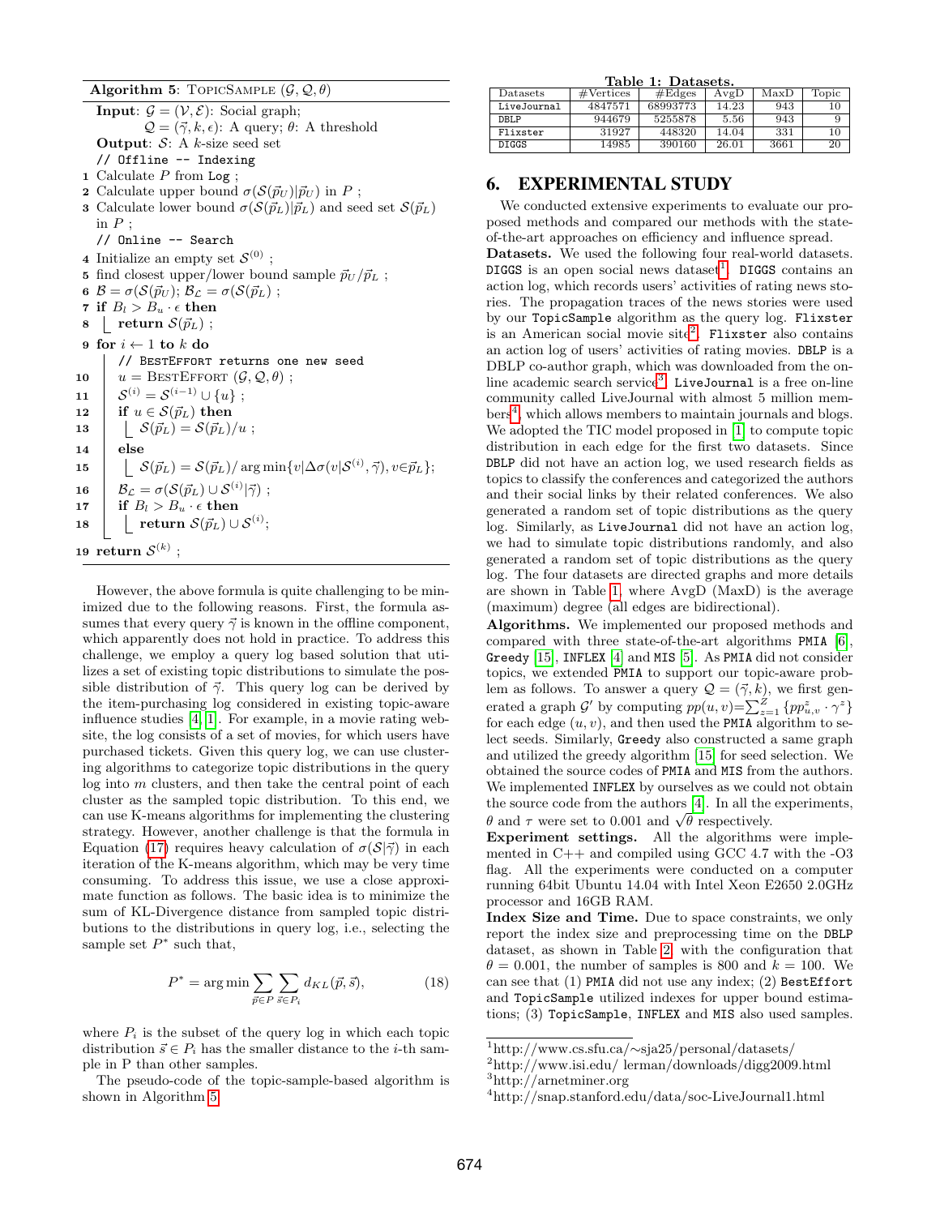**Algorithm 5**: TopicSample $(\mathcal{G}, \mathcal{Q}, \theta)$

```
Input: G = (V, E): Social graph;
       Q = (γ, k, ε): A query; θ: A threshold
Output: S: A k-size seed set
// Offline -- Indexing
1  Calculate P from Log ;
2  Calculate upper bound σ(S(p_U)|p_U) in P ;
3  Calculate lower bound σ(S(p_L)|p_L) and seed set S(p_L) in P ;
// Online -- Search
4  Initialize an empty set S^(0) ;
5  find closest upper/lower bound sample p_U/p_L ;
6  B = σ(S(p_U)); B_L = σ(S(p_L)) ;
7  if B_l > B_u · ε then
8      return S(p_L) ;
9  for i ← 1 to k do
       // BestEffort returns one new seed
10     u = BestEffort (G, Q, θ) ;
11     S^(i) = S^(i-1) ∪ {u} ;
12     if u ∈ S(p_L) then
13         S(p_L) = S(p_L)/u ;
14     else
15         S(p_L) = S(p_L)/ arg min{v|Δσ(v|S^(i), γ), v∈p_L};
16     B_L = σ(S(p_L) ∪ S^(i)|γ) ;
17     if B_l > B_u · ε then
18         return S(p_L) ∪ S^(i);
19 return S^(k) ;
```

However, the above formula is quite challenging to be minimized due to the following reasons. First, the formula assumes that every query $\vec{\gamma}$ is known in the offline component, which apparently does not hold in practice. To address this challenge, we employ a query log based solution that utilizes a set of existing topic distributions to simulate the possible distribution of $\vec{\gamma}$. This query log can be derived by the item-purchasing log considered in existing topic-aware influence studies [4, 1]. For example, in a movie rating website, the log consists of a set of movies, for which users have purchased tickets. Given this query log, we can use clustering algorithms to categorize topic distributions in the query log into $m$ clusters, and then take the central point of each cluster as the sampled topic distribution. To this end, we can use K-means algorithms for implementing the clustering strategy. However, another challenge is that the formula in Equation (17) requires heavy calculation of $\sigma(\mathcal{S}|\vec{\gamma})$ in each iteration of the K-means algorithm, which may be very time consuming. To address this issue, we use a close approximate function as follows. The basic idea is to minimize the sum of KL-Divergence distance from sampled topic distributions to the distributions in query log, i.e., selecting the sample set $P^*$ such that,

$$P^* = \arg\min \sum_{\vec{p} \in P} \sum_{\vec{s} \in P_i} d_{KL}(\vec{p}, \vec{s}), \tag{18}$$

where $P_i$ is the subset of the query log in which each topic distribution $\vec{s} \in P_i$ has the smaller distance to the $i$-th sample in P than other samples.

The pseudo-code of the topic-sample-based algorithm is shown in Algorithm 5.

**Table 1: Datasets.**

| Datasets | #Vertices | #Edges | AvgD | MaxD | Topic |
|---|---|---|---|---|---|
| LiveJournal | 4847571 | 68993773 | 14.23 | 943 | 10 |
| DBLP | 944679 | 5255878 | 5.56 | 943 | 9 |
| Flixster | 31927 | 448320 | 14.04 | 331 | 10 |
| DIGGS | 14985 | 390160 | 26.01 | 3661 | 20 |

## 6. EXPERIMENTAL STUDY

We conducted extensive experiments to evaluate our proposed methods and compared our methods with the state-of-the-art approaches on efficiency and influence spread.

**Datasets.** We used the following four real-world datasets. DIGGS is an open social news dataset[1]. DIGGS contains an action log, which records users' activities of rating news stories. The propagation traces of the news stories were used by our TopicSample algorithm as the query log. Flixster is an American social movie site[2]. Flixster also contains an action log of users' activities of rating movies. DBLP is a DBLP co-author graph, which was downloaded from the online academic search service[3]. LiveJournal is a free on-line community called LiveJournal with almost 5 million members[4], which allows members to maintain journals and blogs. We adopted the TIC model proposed in [1] to compute topic distribution in each edge for the first two datasets. Since DBLP did not have an action log, we used research fields as topics to classify the conferences and categorized the authors and their social links by their related conferences. We also generated a random set of topic distributions as the query log. Similarly, as LiveJournal did not have an action log, we had to simulate topic distributions randomly, and also generated a random set of topic distributions as the query log. The four datasets are directed graphs and more details are shown in Table 1, where AvgD (MaxD) is the average (maximum) degree (all edges are bidirectional).

**Algorithms.** We implemented our proposed methods and compared with three state-of-the-art algorithms PMIA [6], Greedy [15], INFLEX [4] and MIS [5]. As PMIA did not consider topics, we extended PMIA to support our topic-aware problem as follows. To answer a query $\mathcal{Q} = (\vec{\gamma}, k)$, we first generated a graph $\mathcal{G}'$ by computing $pp(u,v) = \sum_{z=1}^{Z} \{pp_{u,v}^z \cdot \gamma^z\}$ for each edge $(u,v)$, and then used the PMIA algorithm to select seeds. Similarly, Greedy also constructed a same graph and utilized the greedy algorithm [15] for seed selection. We obtained the source codes of PMIA and MIS from the authors. We implemented INFLEX by ourselves as we could not obtain the source code from the authors [4]. In all the experiments, $\theta$ and $\tau$ were set to 0.001 and $\sqrt{\theta}$ respectively.

**Experiment settings.** All the algorithms were implemented in C++ and compiled using GCC 4.7 with the -O3 flag. All the experiments were conducted on a computer running 64bit Ubuntu 14.04 with Intel Xeon E2650 2.0GHz processor and 16GB RAM.

**Index Size and Time.** Due to space constraints, we only report the index size and preprocessing time on the DBLP dataset, as shown in Table 2, with the configuration that $\theta = 0.001$, the number of samples is 800 and $k = 100$. We can see that (1) PMIA did not use any index; (2) BestEffort and TopicSample utilized indexes for upper bound estimations; (3) TopicSample, INFLEX and MIS also used samples.

[1] http://www.cs.sfu.ca/∼sja25/personal/datasets/
[2] http://www.isi.edu/ lerman/downloads/digg2009.html
[3] http://arnetminer.org
[4] http://snap.stanford.edu/data/soc-LiveJournal1.html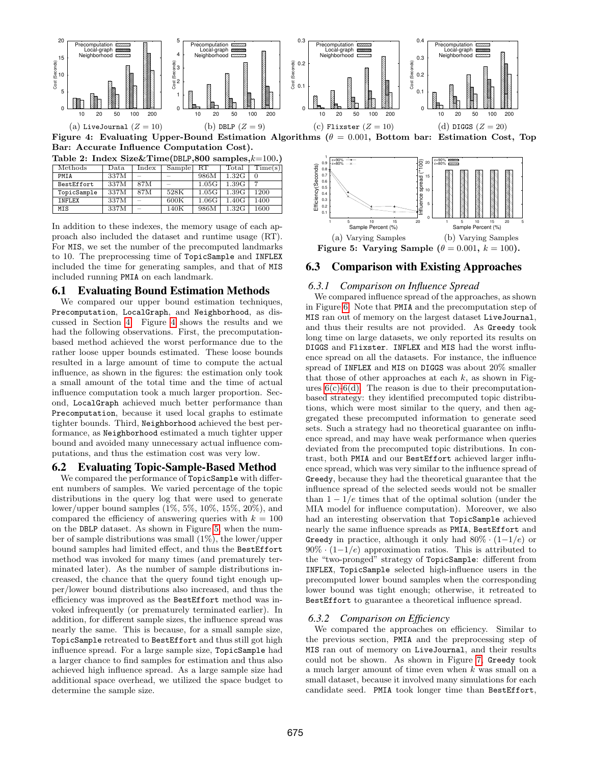(a) LiveJournal ($Z = 10$) (b) DBLP ($Z = 9$) (c) Flixster ($Z = 10$) (d) DIGGS ($Z = 20$)

**Figure 4: Evaluating Upper-Bound Estimation Algorithms ($\theta = 0.001$, Bottom bar: Estimation Cost, Top Bar: Accurate Influence Computation Cost).**

**Table 2: Index Size&Time(DBLP,800 samples,$k$=100.)**

| Methods | Data | Index | Sample | RT | Total | Time(s) |
|---|---|---|---|---|---|---|
| PMIA | 337M | – | – | 986M | 1.32G | 0 |
| BestEffort | 337M | 87M | – | 1.05G | 1.39G | 7 |
| TopicSample | 337M | 87M | 528K | 1.05G | 1.39G | 1200 |
| INFLEX | 337M | – | 600K | 1.06G | 1.40G | 1400 |
| MIS | 337M | – | 140K | 986M | 1.32G | 1600 |

In addition to these indexes, the memory usage of each approach also included the dataset and runtime usage (RT). For MIS, we set the number of the precomputed landmarks to 10. The preprocessing time of TopicSample and INFLEX included the time for generating samples, and that of MIS included running PMIA on each landmark.

## 6.1 Evaluating Bound Estimation Methods

We compared our upper bound estimation techniques, Precomputation, LocalGraph, and Neighborhood, as discussed in Section 4. Figure 4 shows the results and we had the following observations. First, the precomputation-based method achieved the worst performance due to the rather loose upper bounds estimated. These loose bounds resulted in a large amount of time to compute the actual influence, as shown in the figures: the estimation only took a small amount of the total time and the time of actual influence computation took a much larger proportion. Second, LocalGraph achieved much better performance than Precomputation, because it used local graphs to estimate tighter bounds. Third, Neighborhood achieved the best performance, as Neighborhood estimated a much tighter upper bound and avoided many unnecessary actual influence computations, and thus the estimation cost was very low.

## 6.2 Evaluating Topic-Sample-Based Method

We compared the performance of TopicSample with different numbers of samples. We varied percentage of the topic distributions in the query log that were used to generate lower/upper bound samples (1%, 5%, 10%, 15%, 20%), and compared the efficiency of answering queries with $k = 100$ on the DBLP dataset. As shown in Figure 5, when the number of sample distributions was small (1%), the lower/upper bound samples had limited effect, and thus the BestEffort method was invoked for many times (and prematurely terminated later). As the number of sample distributions increased, the chance that the query found tight enough upper/lower bound distributions also increased, and thus the efficiency was improved as the BestEffort method was invoked infrequently (or prematurely terminated earlier). In addition, for different sample sizes, the influence spread was nearly the same. This is because, for a small sample size, TopicSample retreated to BestEffort and thus still got high influence spread. For a large sample size, TopicSample had a larger chance to find samples for estimation and thus also achieved high influence spread. As a large sample size had additional space overhead, we utilized the space budget to determine the sample size.

(a) Varying Samples (b) Varying Samples

**Figure 5: Varying Sample ($\theta = 0.001$, $k = 100$).**

## 6.3 Comparison with Existing Approaches

### 6.3.1 Comparison on Influence Spread

We compared influence spread of the approaches, as shown in Figure 6. Note that PMIA and the precomputation step of MIS ran out of memory on the largest dataset LiveJournal, and thus their results are not provided. As Greedy took long time on large datasets, we only reported its results on DIGGS and Flixster. INFLEX and MIS had the worst influence spread on all the datasets. For instance, the influence spread of INFLEX and MIS on DIGGS was about 20% smaller that those of other approaches at each $k$, as shown in Figures 6(c)-6(d). The reason is due to their precomputation-based strategy: they identified precomputed topic distributions, which were most similar to the query, and then aggregated these precomputed information to generate seed sets. Such a strategy had no theoretical guarantee on influence spread, and may have weak performance when queries deviated from the precomputed topic distributions. In contrast, both PMIA and our BestEffort achieved larger influence spread, which was very similar to the influence spread of Greedy, because they had the theoretical guarantee that the influence spread of the selected seeds would not be smaller than $1 - 1/e$ times that of the optimal solution (under the MIA model for influence computation). Moreover, we also had an interesting observation that TopicSample achieved nearly the same influence spreads as PMIA, BestEffort and Greedy in practice, although it only had $80\% \cdot (1-1/e)$ or $90\% \cdot (1-1/e)$ approximation ratios. This is attributed to the "two-pronged" strategy of TopicSample: different from INFLEX, TopicSample selected high-influence users in the precomputed lower bound samples when the corresponding lower bound was tight enough; otherwise, it retreated to BestEffort to guarantee a theoretical influence spread.

### 6.3.2 Comparison on Efficiency

We compared the approaches on efficiency. Similar to the previous section, PMIA and the preprocessing step of MIS ran out of memory on LiveJournal, and their results could not be shown. As shown in Figure 7, Greedy took a much larger amount of time even when $k$ was small on a small dataset, because it involved many simulations for each candidate seed. PMIA took longer time than BestEffort,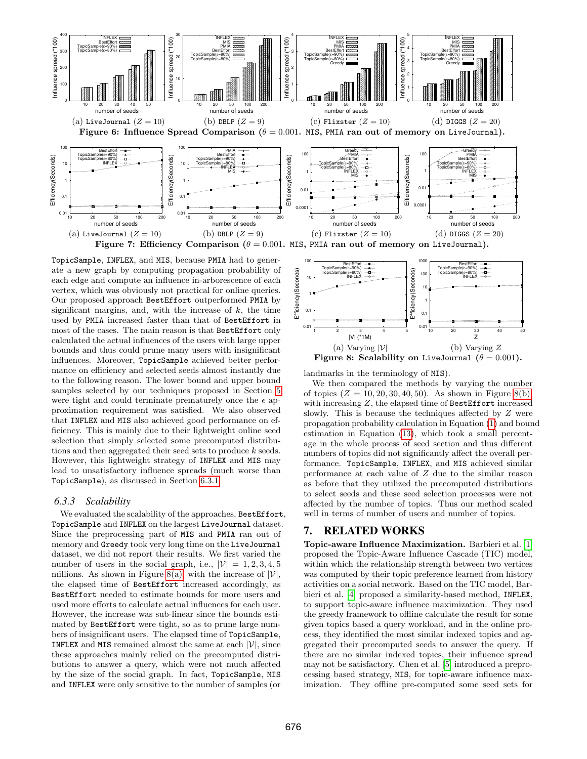(a) LiveJournal ($Z = 10$) (b) DBLP ($Z = 9$) (c) Flixster ($Z = 10$) (d) DIGGS ($Z = 20$)

**Figure 6: Influence Spread Comparison ($\theta = 0.001$. MIS, PMIA ran out of memory on LiveJournal).**

(a) LiveJournal ($Z = 10$) (b) DBLP ($Z = 9$) (c) Flixster ($Z = 10$) (d) DIGGS ($Z = 20$)

**Figure 7: Efficiency Comparison ($\theta = 0.001$. MIS, PMIA ran out of memory on LiveJournal).**

TopicSample, INFLEX, and MIS, because PMIA had to generate a new graph by computing propagation probability of each edge and compute an influence in-arborescence of each vertex, which was obviously not practical for online queries. Our proposed approach BestEffort outperformed PMIA by significant margins, and, with the increase of $k$, the time used by PMIA increased faster than that of BestEffort in most of the cases. The main reason is that BestEffort only calculated the actual influences of the users with large upper bounds and thus could prune many users with insignificant influences. Moreover, TopicSample achieved better performance on efficiency and selected seeds almost instantly due to the following reason. The lower bound and upper bound samples selected by our techniques proposed in Section 5 were tight and could terminate prematurely once the $\epsilon$ approximation requirement was satisfied. We also observed that INFLEX and MIS also achieved good performance on efficiency. This is mainly due to their lightweight online seed selection that simply selected some precomputed distributions and then aggregated their seed sets to produce $k$ seeds. However, this lightweight strategy of INFLEX and MIS may lead to unsatisfactory influence spreads (much worse than TopicSample), as discussed in Section 6.3.1.

### *6.3.3 Scalability*

We evaluated the scalability of the approaches, BestEffort, TopicSample and INFLEX on the largest LiveJournal dataset. Since the preprocessing part of MIS and PMIA ran out of memory and Greedy took very long time on the LiveJournal dataset, we did not report their results. We first varied the number of users in the social graph, i.e., $|\mathcal{V}| = 1, 2, 3, 4, 5$ millions. As shown in Figure 8(a), with the increase of $|\mathcal{V}|$, the elapsed time of BestEffort increased accordingly, as BestEffort needed to estimate bounds for more users and used more efforts to calculate actual influences for each user. However, the increase was sub-linear since the bounds estimated by BestEffort were tight, so as to prune large numbers of insignificant users. The elapsed time of TopicSample, INFLEX and MIS remained almost the same at each $|\mathcal{V}|$, since these approaches mainly relied on the precomputed distributions to answer a query, which were not much affected by the size of the social graph. In fact, TopicSample, MIS and INFLEX were only sensitive to the number of samples (or landmarks in the terminology of MIS).

(a) Varying $|\mathcal{V}|$ (b) Varying $Z$

**Figure 8: Scalability on LiveJournal ($\theta = 0.001$).**

We then compared the methods by varying the number of topics ($Z = 10, 20, 30, 40, 50$). As shown in Figure 8(b), with increasing $Z$, the elapsed time of BestEffort increased slowly. This is because the techniques affected by $Z$ were propagation probability calculation in Equation (1) and bound estimation in Equation (13), which took a small percentage in the whole process of seed section and thus different numbers of topics did not significantly affect the overall performance. TopicSample, INFLEX, and MIS achieved similar performance at each value of $Z$ due to the similar reason as before that they utilized the precomputed distributions to select seeds and these seed selection processes were not affected by the number of topics. Thus our method scaled well in terms of number of users and number of topics.

## 7. RELATED WORKS

**Topic-aware Influence Maximization.** Barbieri et al. [1] proposed the Topic-Aware Influence Cascade (TIC) model, within which the relationship strength between two vertices was computed by their topic preference learned from history activities on a social network. Based on the TIC model, Barbieri et al. [4] proposed a similarity-based method, INFLEX, to support topic-aware influence maximization. They used the greedy framework to offline calculate the result for some given topics based a query workload, and in the online process, they identified the most similar indexed topics and aggregated their precomputed seeds to answer the query. If there are no similar indexed topics, their influence spread may not be satisfactory. Chen et al. [5] introduced a preprocessing based strategy, MIS, for topic-aware influence maximization. They offline pre-computed some seed sets for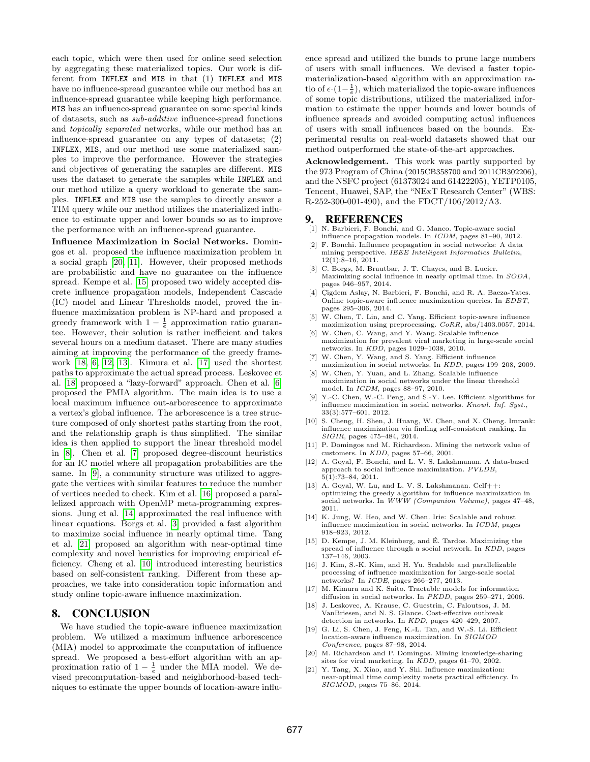each topic, which were then used for online seed selection by aggregating these materialized topics. Our work is different from INFLEX and MIS in that (1) INFLEX and MIS have no influence-spread guarantee while our method has an influence-spread guarantee while keeping high performance. MIS has an influence-spread guarantee on some special kinds of datasets, such as *sub-additive* influence-spread functions and *topically separated* networks, while our method has an influence-spread guarantee on any types of datasets; (2) INFLEX, MIS, and our method use some materialized samples to improve the performance. However the strategies and objectives of generating the samples are different. MIS uses the dataset to generate the samples while INFLEX and our method utilize a query workload to generate the samples. INFLEX and MIS use the samples to directly answer a TIM query while our method utilizes the materialized influence to estimate upper and lower bounds so as to improve the performance with an influence-spread guarantee.

**Influence Maximization in Social Networks.** Domingos et al. proposed the influence maximization problem in a social graph [20, 11]. However, their proposed methods are probabilistic and have no guarantee on the influence spread. Kempe et al. [15] proposed two widely accepted discrete influence propagation models, Independent Cascade (IC) model and Linear Thresholds model, proved the influence maximization problem is NP-hard and proposed a greedy framework with $1 - \frac{1}{e}$ approximation ratio guarantee. However, their solution is rather inefficient and takes several hours on a medium dataset. There are many studies aiming at improving the performance of the greedy framework [18, 6, 12, 13]. Kimura et al. [17] used the shortest paths to approximate the actual spread process. Leskovec et al. [18] proposed a "lazy-forward" approach. Chen et al. [6] proposed the PMIA algorithm. The main idea is to use a local maximum influence out-arborescence to approximate a vertex's global influence. The arborescence is a tree structure composed of only shortest paths starting from the root, and the relationship graph is thus simplified. The similar idea is then applied to support the linear threshold model in [8]. Chen et al. [7] proposed degree-discount heuristics for an IC model where all propagation probabilities are the same. In [9], a community structure was utilized to aggregate the vertices with similar features to reduce the number of vertices needed to check. Kim et al. [16] proposed a parallelized approach with OpenMP meta-programming expressions. Jung et al. [14] approximated the real influence with linear equations. Borgs et al. [3] provided a fast algorithm to maximize social influence in nearly optimal time. Tang et al. [21] proposed an algorithm with near-optimal time complexity and novel heuristics for improving empirical efficiency. Cheng et al. [10] introduced interesting heuristics based on self-consistent ranking. Different from these approaches, we take into consideration topic information and study online topic-aware influence maximization.

## 8. CONCLUSION

We have studied the topic-aware influence maximization problem. We utilized a maximum influence arborescence (MIA) model to approximate the computation of influence spread. We proposed a best-effort algorithm with an approximation ratio of $1 - \frac{1}{e}$ under the MIA model. We devised precomputation-based and neighborhood-based techniques to estimate the upper bounds of location-aware influence spread and utilized the bunds to prune large numbers of users with small influences. We devised a faster topic-materialization-based algorithm with an approximation ratio of $\epsilon \cdot (1 - \frac{1}{e})$, which materialized the topic-aware influences of some topic distributions, utilized the materialized information to estimate the upper bounds and lower bounds of influence spreads and avoided computing actual influences of users with small influences based on the bounds. Experimental results on real-world datasets showed that our method outperformed the state-of-the-art approaches.

**Acknowledgement.** This work was partly supported by the 973 Program of China (2015CB358700 and 2011CB302206), and the NSFC project (61373024 and 61422205), YETP0105, Tencent, Huawei, SAP, the "NExT Research Center" (WBS: R-252-300-001-490), and the FDCT/106/2012/A3.

## 9. REFERENCES

[1] N. Barbieri, F. Bonchi, and G. Manco. Topic-aware social influence propagation models. In *ICDM*, pages 81–90, 2012.

[2] F. Bonchi. Influence propagation in social networks: A data mining perspective. *IEEE Intelligent Informatics Bulletin*, 12(1):8–16, 2011.

[3] C. Borgs, M. Brautbar, J. T. Chayes, and B. Lucier. Maximizing social influence in nearly optimal time. In *SODA*, pages 946–957, 2014.

[4] Çigdem Aslay, N. Barbieri, F. Bonchi, and R. A. Baeza-Yates. Online topic-aware influence maximization queries. In *EDBT*, pages 295–306, 2014.

[5] W. Chen, T. Lin, and C. Yang. Efficient topic-aware influence maximization using preprocessing. *CoRR*, abs/1403.0057, 2014.

[6] W. Chen, C. Wang, and Y. Wang. Scalable influence maximization for prevalent viral marketing in large-scale social networks. In *KDD*, pages 1029–1038, 2010.

[7] W. Chen, Y. Wang, and S. Yang. Efficient influence maximization in social networks. In *KDD*, pages 199–208, 2009.

[8] W. Chen, Y. Yuan, and L. Zhang. Scalable influence maximization in social networks under the linear threshold model. In *ICDM*, pages 88–97, 2010.

[9] Y.-C. Chen, W.-C. Peng, and S.-Y. Lee. Efficient algorithms for influence maximization in social networks. *Knowl. Inf. Syst.*, 33(3):577–601, 2012.

[10] S. Cheng, H. Shen, J. Huang, W. Chen, and X. Cheng. Imrank: influence maximization via finding self-consistent ranking. In *SIGIR*, pages 475–484, 2014.

[11] P. Domingos and M. Richardson. Mining the network value of customers. In *KDD*, pages 57–66, 2001.

[12] A. Goyal, F. Bonchi, and L. V. S. Lakshmanan. A data-based approach to social influence maximization. *PVLDB*, 5(1):73–84, 2011.

[13] A. Goyal, W. Lu, and L. V. S. Lakshmanan. Celf++: optimizing the greedy algorithm for influence maximization in social networks. In *WWW (Companion Volume)*, pages 47–48, 2011.

[14] K. Jung, W. Heo, and W. Chen. Irie: Scalable and robust influence maximization in social networks. In *ICDM*, pages 918–923, 2012.

[15] D. Kempe, J. M. Kleinberg, and É. Tardos. Maximizing the spread of influence through a social network. In *KDD*, pages 137–146, 2003.

[16] J. Kim, S.-K. Kim, and H. Yu. Scalable and parallelizable processing of influence maximization for large-scale social networks? In *ICDE*, pages 266–277, 2013.

[17] M. Kimura and K. Saito. Tractable models for information diffusion in social networks. In *PKDD*, pages 259–271, 2006.

[18] J. Leskovec, A. Krause, C. Guestrin, C. Faloutsos, J. M. VanBriesen, and N. S. Glance. Cost-effective outbreak detection in networks. In *KDD*, pages 420–429, 2007.

[19] G. Li, S. Chen, J. Feng, K.-L. Tan, and W.-S. Li. Efficient location-aware influence maximization. In *SIGMOD Conference*, pages 87–98, 2014.

[20] M. Richardson and P. Domingos. Mining knowledge-sharing sites for viral marketing. In *KDD*, pages 61–70, 2002.

[21] Y. Tang, X. Xiao, and Y. Shi. Influence maximization: near-optimal time complexity meets practical efficiency. In *SIGMOD*, pages 75–86, 2014.